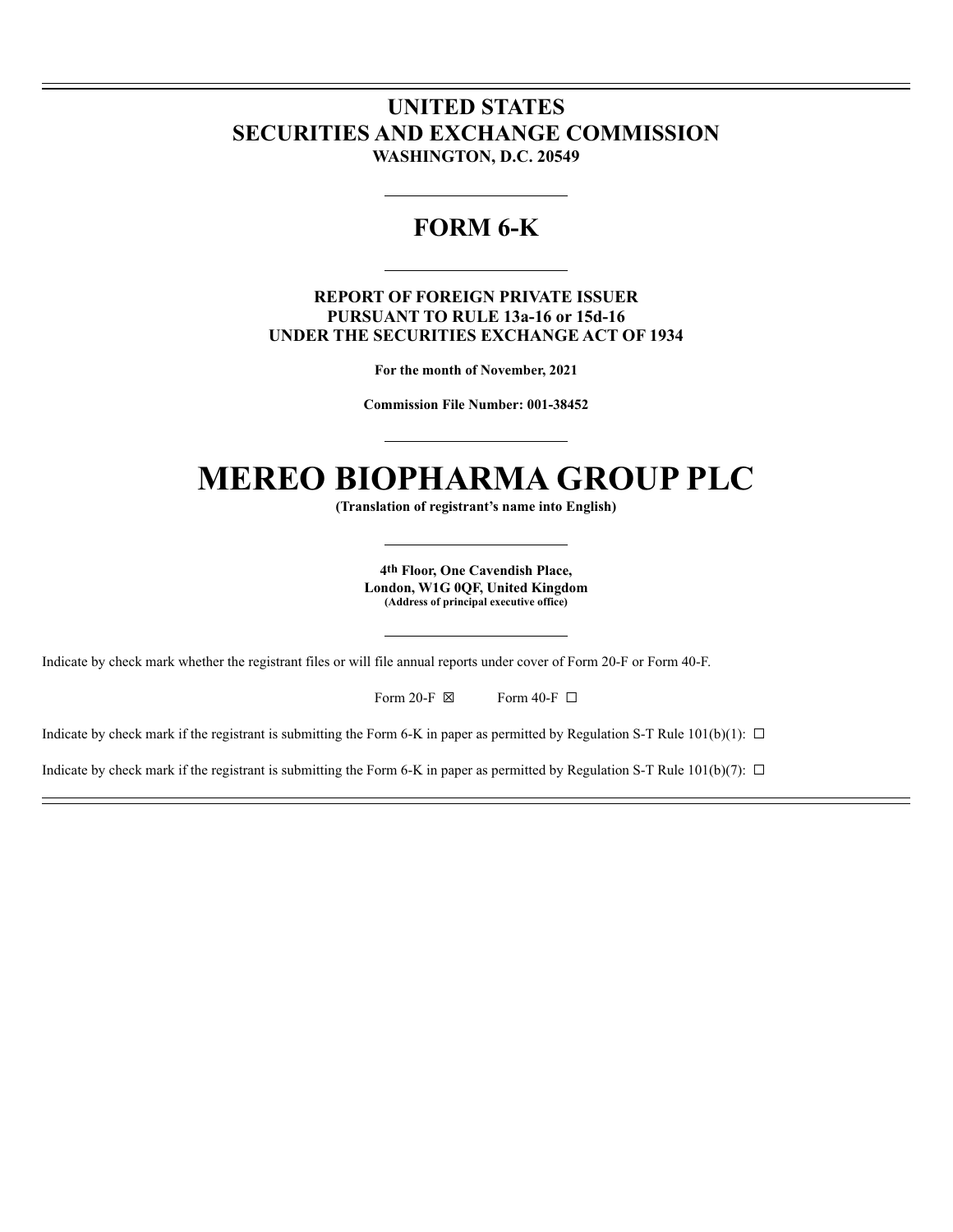# UNITED STATES
# SECURITIES AND EXCHANGE COMMISSION

**WASHINGTON, D.C. 20549**

---

## FORM 6-K

---

**REPORT OF FOREIGN PRIVATE ISSUER**
**PURSUANT TO RULE 13a-16 or 15d-16**
**UNDER THE SECURITIES EXCHANGE ACT OF 1934**

**For the month of November, 2021**

**Commission File Number: 001-38452**

---

# MEREO BIOPHARMA GROUP PLC

**(Translation of registrant's name into English)**

---

**4th Floor, One Cavendish Place,**
**London, W1G 0QF, United Kingdom**
**(Address of principal executive office)**

---

Indicate by check mark whether the registrant files or will file annual reports under cover of Form 20-F or Form 40-F.

Form 20-F ☒ Form 40-F ☐

Indicate by check mark if the registrant is submitting the Form 6-K in paper as permitted by Regulation S-T Rule 101(b)(1): ☐

Indicate by check mark if the registrant is submitting the Form 6-K in paper as permitted by Regulation S-T Rule 101(b)(7): ☐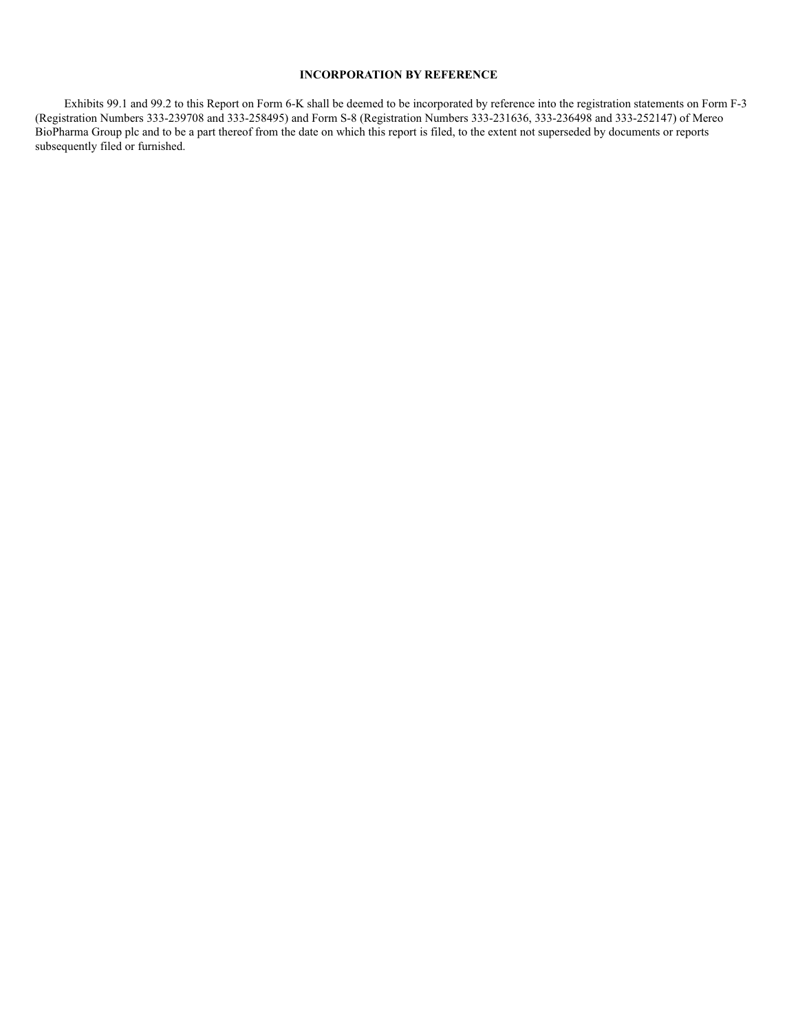**INCORPORATION BY REFERENCE**

Exhibits 99.1 and 99.2 to this Report on Form 6-K shall be deemed to be incorporated by reference into the registration statements on Form F-3 (Registration Numbers 333-239708 and 333-258495) and Form S-8 (Registration Numbers 333-231636, 333-236498 and 333-252147) of Mereo BioPharma Group plc and to be a part thereof from the date on which this report is filed, to the extent not superseded by documents or reports subsequently filed or furnished.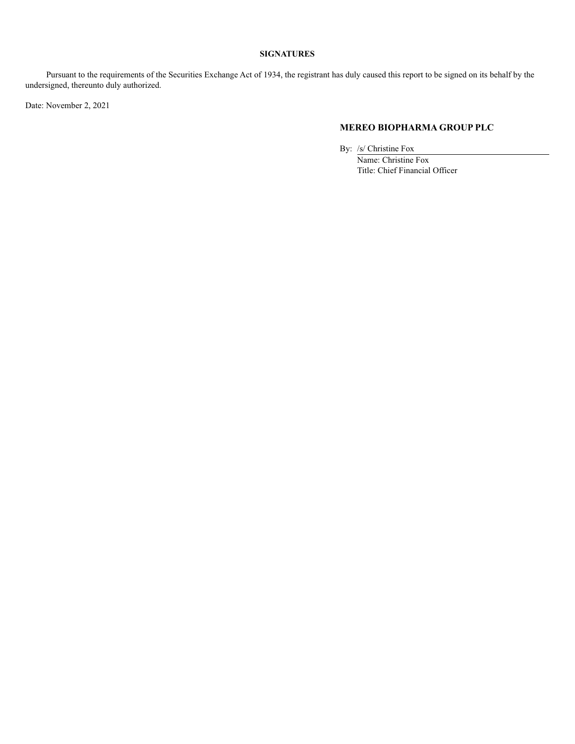**SIGNATURES**

Pursuant to the requirements of the Securities Exchange Act of 1934, the registrant has duly caused this report to be signed on its behalf by the undersigned, thereunto duly authorized.

Date: November 2, 2021

**MEREO BIOPHARMA GROUP PLC**

By: /s/ Christine Fox
Name: Christine Fox
Title: Chief Financial Officer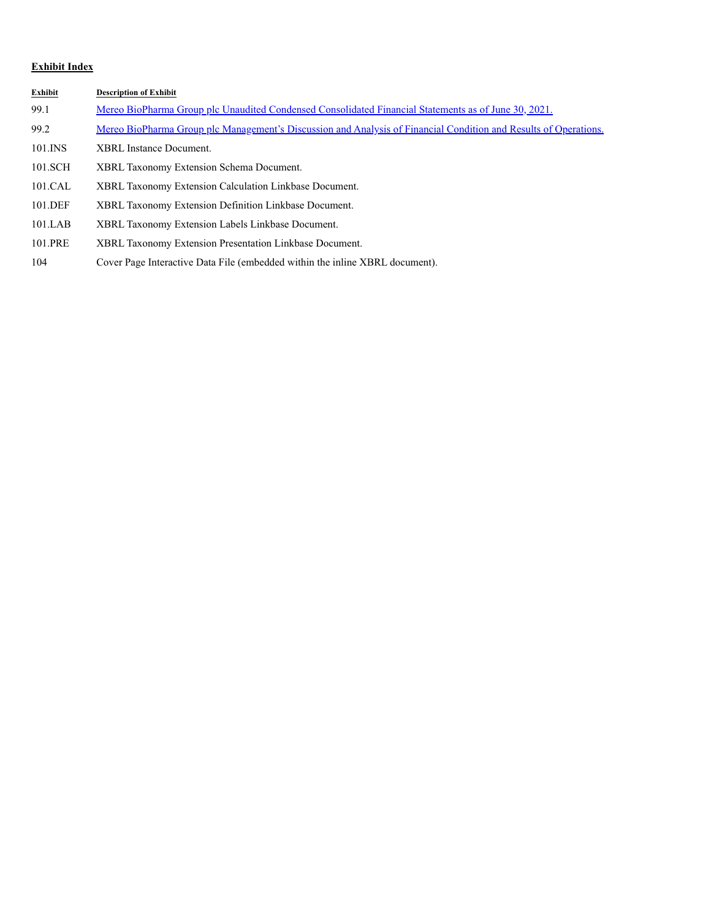**Exhibit Index**

| Exhibit | Description of Exhibit |
| --- | --- |
| 99.1 | Mereo BioPharma Group plc Unaudited Condensed Consolidated Financial Statements as of June 30, 2021. |
| 99.2 | Mereo BioPharma Group plc Management's Discussion and Analysis of Financial Condition and Results of Operations. |
| 101.INS | XBRL Instance Document. |
| 101.SCH | XBRL Taxonomy Extension Schema Document. |
| 101.CAL | XBRL Taxonomy Extension Calculation Linkbase Document. |
| 101.DEF | XBRL Taxonomy Extension Definition Linkbase Document. |
| 101.LAB | XBRL Taxonomy Extension Labels Linkbase Document. |
| 101.PRE | XBRL Taxonomy Extension Presentation Linkbase Document. |
| 104 | Cover Page Interactive Data File (embedded within the inline XBRL document). |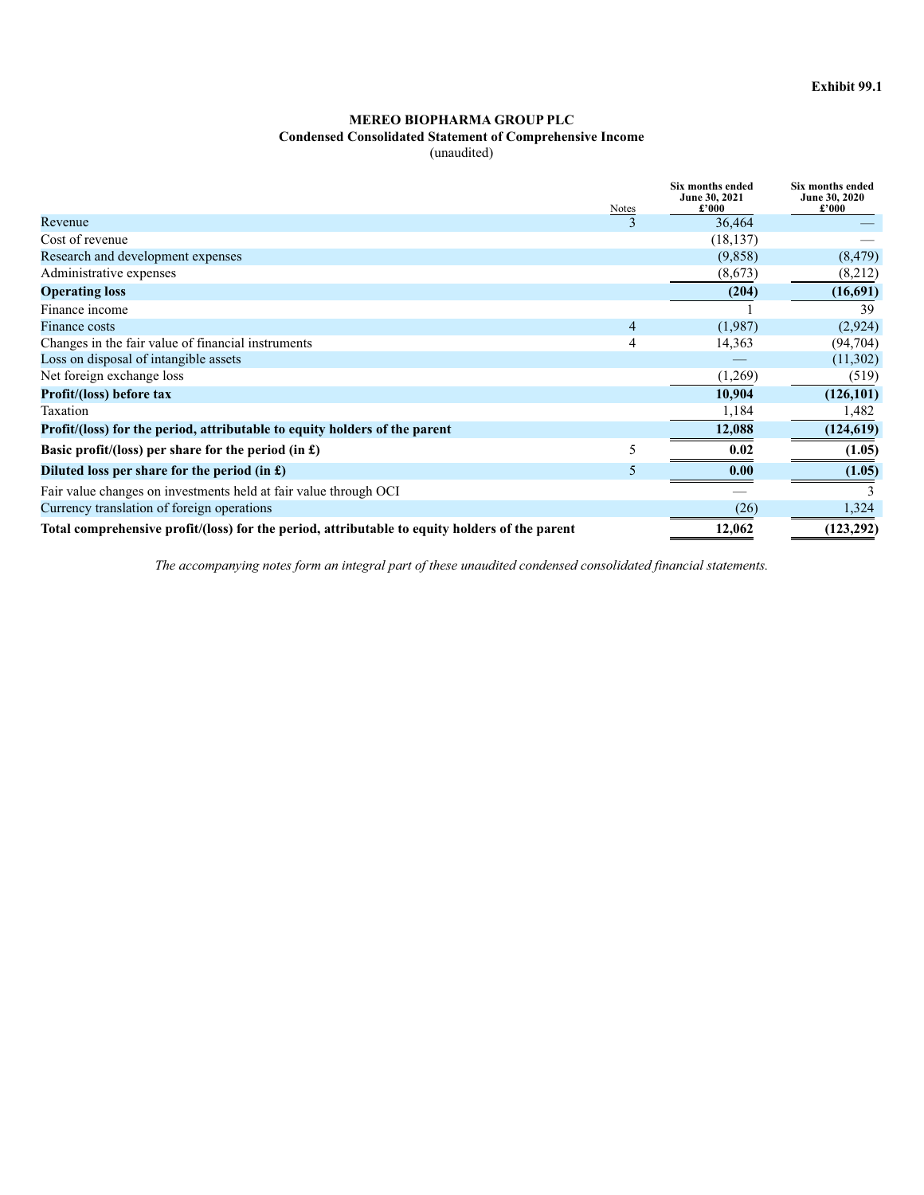Exhibit 99.1

**MEREO BIOPHARMA GROUP PLC**
**Condensed Consolidated Statement of Comprehensive Income**
(unaudited)

| | Notes | Six months ended June 30, 2021 £'000 | Six months ended June 30, 2020 £'000 |
|---|---|---|---|
| Revenue | 3 | 36,464 | — |
| Cost of revenue | | (18,137) | — |
| Research and development expenses | | (9,858) | (8,479) |
| Administrative expenses | | (8,673) | (8,212) |
| **Operating loss** | | **(204)** | **(16,691)** |
| Finance income | | 1 | 39 |
| Finance costs | 4 | (1,987) | (2,924) |
| Changes in the fair value of financial instruments | 4 | 14,363 | (94,704) |
| Loss on disposal of intangible assets | | — | (11,302) |
| Net foreign exchange loss | | (1,269) | (519) |
| **Profit/(loss) before tax** | | **10,904** | **(126,101)** |
| Taxation | | 1,184 | 1,482 |
| **Profit/(loss) for the period, attributable to equity holders of the parent** | | **12,088** | **(124,619)** |
| **Basic profit/(loss) per share for the period (in £)** | 5 | **0.02** | **(1.05)** |
| **Diluted loss per share for the period (in £)** | 5 | **0.00** | **(1.05)** |
| Fair value changes on investments held at fair value through OCI | | — | 3 |
| Currency translation of foreign operations | | (26) | 1,324 |
| **Total comprehensive profit/(loss) for the period, attributable to equity holders of the parent** | | **12,062** | **(123,292)** |

*The accompanying notes form an integral part of these unaudited condensed consolidated financial statements.*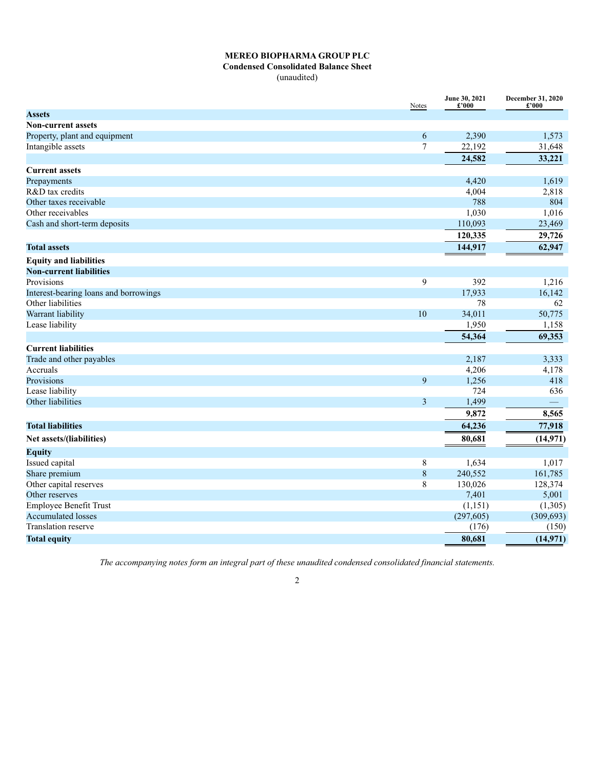**MEREO BIOPHARMA GROUP PLC**
**Condensed Consolidated Balance Sheet**
(unaudited)

| | Notes | June 30, 2021 £'000 | December 31, 2020 £'000 |
|---|---|---|---|
| **Assets** | | | |
| **Non-current assets** | | | |
| Property, plant and equipment | 6 | 2,390 | 1,573 |
| Intangible assets | 7 | 22,192 | 31,648 |
| | | **24,582** | **33,221** |
| **Current assets** | | | |
| Prepayments | | 4,420 | 1,619 |
| R&D tax credits | | 4,004 | 2,818 |
| Other taxes receivable | | 788 | 804 |
| Other receivables | | 1,030 | 1,016 |
| Cash and short-term deposits | | 110,093 | 23,469 |
| | | **120,335** | **29,726** |
| **Total assets** | | **144,917** | **62,947** |
| **Equity and liabilities** | | | |
| **Non-current liabilities** | | | |
| Provisions | 9 | 392 | 1,216 |
| Interest-bearing loans and borrowings | | 17,933 | 16,142 |
| Other liabilities | | 78 | 62 |
| Warrant liability | 10 | 34,011 | 50,775 |
| Lease liability | | 1,950 | 1,158 |
| | | **54,364** | **69,353** |
| **Current liabilities** | | | |
| Trade and other payables | | 2,187 | 3,333 |
| Accruals | | 4,206 | 4,178 |
| Provisions | 9 | 1,256 | 418 |
| Lease liability | | 724 | 636 |
| Other liabilities | 3 | 1,499 | — |
| | | **9,872** | **8,565** |
| **Total liabilities** | | **64,236** | **77,918** |
| **Net assets/(liabilities)** | | **80,681** | **(14,971)** |
| **Equity** | | | |
| Issued capital | 8 | 1,634 | 1,017 |
| Share premium | 8 | 240,552 | 161,785 |
| Other capital reserves | 8 | 130,026 | 128,374 |
| Other reserves | | 7,401 | 5,001 |
| Employee Benefit Trust | | (1,151) | (1,305) |
| Accumulated losses | | (297,605) | (309,693) |
| Translation reserve | | (176) | (150) |
| **Total equity** | | **80,681** | **(14,971)** |

*The accompanying notes form an integral part of these unaudited condensed consolidated financial statements.*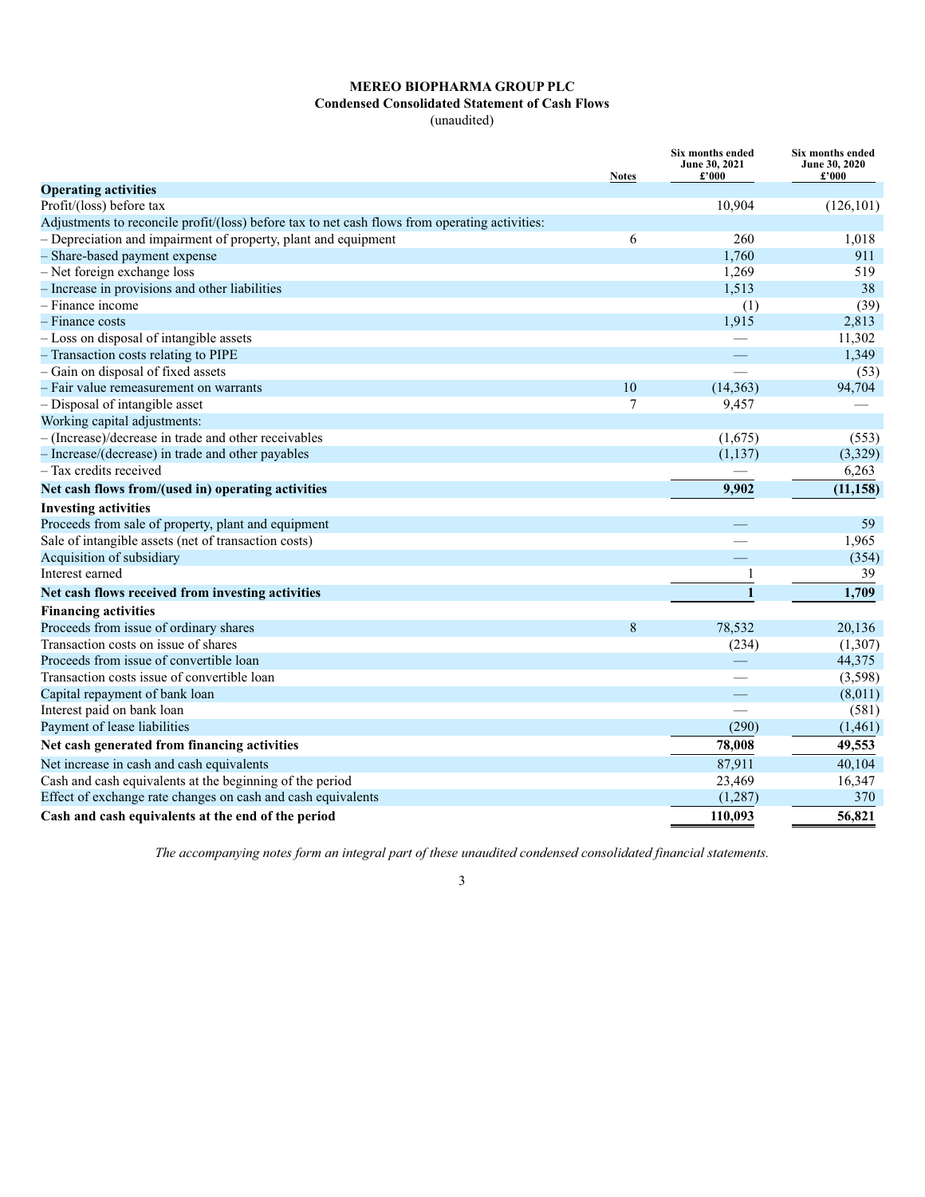# MEREO BIOPHARMA GROUP PLC

## Condensed Consolidated Statement of Cash Flows

(unaudited)

| | Notes | Six months ended June 30, 2021 £'000 | Six months ended June 30, 2020 £'000 |
|---|---|---|---|
| **Operating activities** | | | |
| Profit/(loss) before tax | | 10,904 | (126,101) |
| Adjustments to reconcile profit/(loss) before tax to net cash flows from operating activities: | | | |
| – Depreciation and impairment of property, plant and equipment | 6 | 260 | 1,018 |
| – Share-based payment expense | | 1,760 | 911 |
| – Net foreign exchange loss | | 1,269 | 519 |
| – Increase in provisions and other liabilities | | 1,513 | 38 |
| – Finance income | | (1) | (39) |
| – Finance costs | | 1,915 | 2,813 |
| – Loss on disposal of intangible assets | | — | 11,302 |
| – Transaction costs relating to PIPE | | — | 1,349 |
| – Gain on disposal of fixed assets | | — | (53) |
| – Fair value remeasurement on warrants | 10 | (14,363) | 94,704 |
| – Disposal of intangible asset | 7 | 9,457 | — |
| Working capital adjustments: | | | |
| – (Increase)/decrease in trade and other receivables | | (1,675) | (553) |
| – Increase/(decrease) in trade and other payables | | (1,137) | (3,329) |
| – Tax credits received | | — | 6,263 |
| **Net cash flows from/(used in) operating activities** | | **9,902** | **(11,158)** |
| **Investing activities** | | | |
| Proceeds from sale of property, plant and equipment | | — | 59 |
| Sale of intangible assets (net of transaction costs) | | — | 1,965 |
| Acquisition of subsidiary | | — | (354) |
| Interest earned | | 1 | 39 |
| **Net cash flows received from investing activities** | | **1** | **1,709** |
| **Financing activities** | | | |
| Proceeds from issue of ordinary shares | 8 | 78,532 | 20,136 |
| Transaction costs on issue of shares | | (234) | (1,307) |
| Proceeds from issue of convertible loan | | — | 44,375 |
| Transaction costs issue of convertible loan | | — | (3,598) |
| Capital repayment of bank loan | | — | (8,011) |
| Interest paid on bank loan | | — | (581) |
| Payment of lease liabilities | | (290) | (1,461) |
| **Net cash generated from financing activities** | | **78,008** | **49,553** |
| Net increase in cash and cash equivalents | | 87,911 | 40,104 |
| Cash and cash equivalents at the beginning of the period | | 23,469 | 16,347 |
| Effect of exchange rate changes on cash and cash equivalents | | (1,287) | 370 |
| **Cash and cash equivalents at the end of the period** | | **110,093** | **56,821** |

*The accompanying notes form an integral part of these unaudited condensed consolidated financial statements.*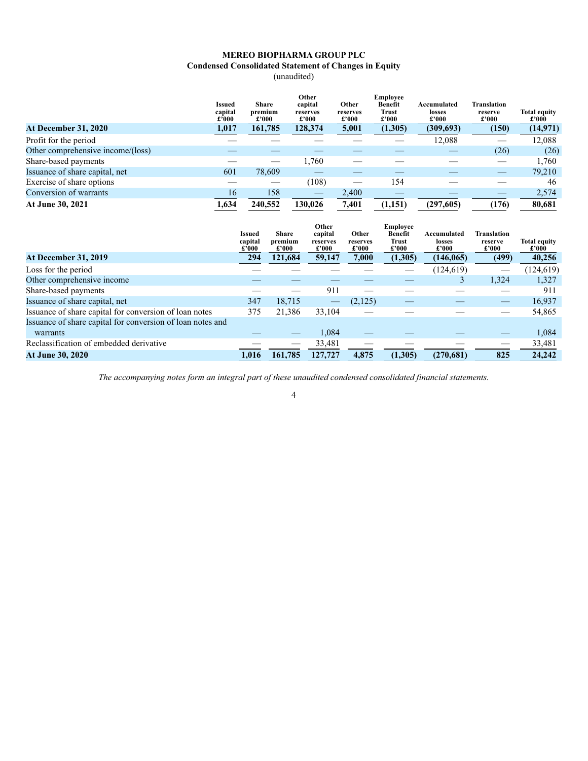# MEREO BIOPHARMA GROUP PLC

## Condensed Consolidated Statement of Changes in Equity

(unaudited)

| | Issued capital £'000 | Share premium £'000 | Other capital reserves £'000 | Other reserves £'000 | Employee Benefit Trust £'000 | Accumulated losses £'000 | Translation reserve £'000 | Total equity £'000 |
|---|---|---|---|---|---|---|---|---|
| **At December 31, 2020** | **1,017** | **161,785** | **128,374** | **5,001** | **(1,305)** | **(309,693)** | **(150)** | **(14,971)** |
| Profit for the period | — | — | — | — | — | 12,088 | — | 12,088 |
| Other comprehensive income/(loss) | — | — | — | — | — | — | (26) | (26) |
| Share-based payments | — | — | 1,760 | — | — | — | — | 1,760 |
| Issuance of share capital, net | 601 | 78,609 | — | — | — | — | — | 79,210 |
| Exercise of share options | — | — | (108) | — | 154 | — | — | 46 |
| Conversion of warrants | 16 | 158 | — | 2,400 | — | — | — | 2,574 |
| **At June 30, 2021** | **1,634** | **240,552** | **130,026** | **7,401** | **(1,151)** | **(297,605)** | **(176)** | **80,681** |

| | Issued capital £'000 | Share premium £'000 | Other capital reserves £'000 | Other reserves £'000 | Employee Benefit Trust £'000 | Accumulated losses £'000 | Translation reserve £'000 | Total equity £'000 |
|---|---|---|---|---|---|---|---|---|
| **At December 31, 2019** | **294** | **121,684** | **59,147** | **7,000** | **(1,305)** | **(146,065)** | **(499)** | **40,256** |
| Loss for the period | — | — | — | — | — | (124,619) | — | (124,619) |
| Other comprehensive income | — | — | — | — | — | 3 | 1,324 | 1,327 |
| Share-based payments | — | — | 911 | — | — | — | — | 911 |
| Issuance of share capital, net | 347 | 18,715 | — | (2,125) | — | — | — | 16,937 |
| Issuance of share capital for conversion of loan notes | 375 | 21,386 | 33,104 | — | — | — | — | 54,865 |
| Issuance of share capital for conversion of loan notes and warrants | — | — | 1,084 | — | — | — | — | 1,084 |
| Reclassification of embedded derivative | — | — | 33,481 | — | — | — | — | 33,481 |
| **At June 30, 2020** | **1,016** | **161,785** | **127,727** | **4,875** | **(1,305)** | **(270,681)** | **825** | **24,242** |

*The accompanying notes form an integral part of these unaudited condensed consolidated financial statements.*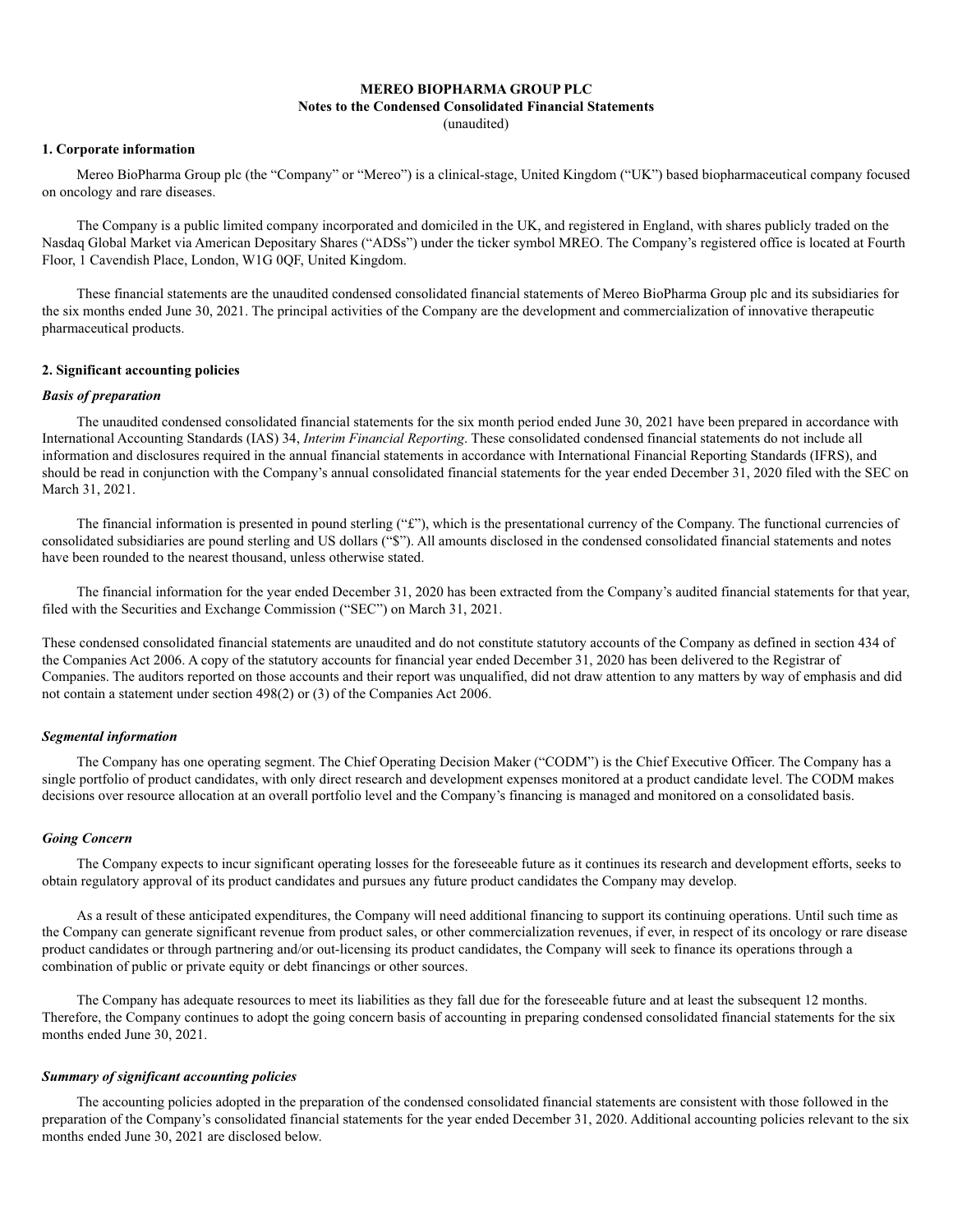**MEREO BIOPHARMA GROUP PLC**
**Notes to the Condensed Consolidated Financial Statements**
(unaudited)

## 1. Corporate information

Mereo BioPharma Group plc (the "Company" or "Mereo") is a clinical-stage, United Kingdom ("UK") based biopharmaceutical company focused on oncology and rare diseases.

The Company is a public limited company incorporated and domiciled in the UK, and registered in England, with shares publicly traded on the Nasdaq Global Market via American Depositary Shares ("ADSs") under the ticker symbol MREO. The Company's registered office is located at Fourth Floor, 1 Cavendish Place, London, W1G 0QF, United Kingdom.

These financial statements are the unaudited condensed consolidated financial statements of Mereo BioPharma Group plc and its subsidiaries for the six months ended June 30, 2021. The principal activities of the Company are the development and commercialization of innovative therapeutic pharmaceutical products.

## 2. Significant accounting policies

### *Basis of preparation*

The unaudited condensed consolidated financial statements for the six month period ended June 30, 2021 have been prepared in accordance with International Accounting Standards (IAS) 34, *Interim Financial Reporting*. These consolidated condensed financial statements do not include all information and disclosures required in the annual financial statements in accordance with International Financial Reporting Standards (IFRS), and should be read in conjunction with the Company's annual consolidated financial statements for the year ended December 31, 2020 filed with the SEC on March 31, 2021.

The financial information is presented in pound sterling ("£"), which is the presentational currency of the Company. The functional currencies of consolidated subsidiaries are pound sterling and US dollars ("$"). All amounts disclosed in the condensed consolidated financial statements and notes have been rounded to the nearest thousand, unless otherwise stated.

The financial information for the year ended December 31, 2020 has been extracted from the Company's audited financial statements for that year, filed with the Securities and Exchange Commission ("SEC") on March 31, 2021.

These condensed consolidated financial statements are unaudited and do not constitute statutory accounts of the Company as defined in section 434 of the Companies Act 2006. A copy of the statutory accounts for financial year ended December 31, 2020 has been delivered to the Registrar of Companies. The auditors reported on those accounts and their report was unqualified, did not draw attention to any matters by way of emphasis and did not contain a statement under section 498(2) or (3) of the Companies Act 2006.

### *Segmental information*

The Company has one operating segment. The Chief Operating Decision Maker ("CODM") is the Chief Executive Officer. The Company has a single portfolio of product candidates, with only direct research and development expenses monitored at a product candidate level. The CODM makes decisions over resource allocation at an overall portfolio level and the Company's financing is managed and monitored on a consolidated basis.

### *Going Concern*

The Company expects to incur significant operating losses for the foreseeable future as it continues its research and development efforts, seeks to obtain regulatory approval of its product candidates and pursues any future product candidates the Company may develop.

As a result of these anticipated expenditures, the Company will need additional financing to support its continuing operations. Until such time as the Company can generate significant revenue from product sales, or other commercialization revenues, if ever, in respect of its oncology or rare disease product candidates or through partnering and/or out-licensing its product candidates, the Company will seek to finance its operations through a combination of public or private equity or debt financings or other sources.

The Company has adequate resources to meet its liabilities as they fall due for the foreseeable future and at least the subsequent 12 months. Therefore, the Company continues to adopt the going concern basis of accounting in preparing condensed consolidated financial statements for the six months ended June 30, 2021.

### *Summary of significant accounting policies*

The accounting policies adopted in the preparation of the condensed consolidated financial statements are consistent with those followed in the preparation of the Company's consolidated financial statements for the year ended December 31, 2020. Additional accounting policies relevant to the six months ended June 30, 2021 are disclosed below.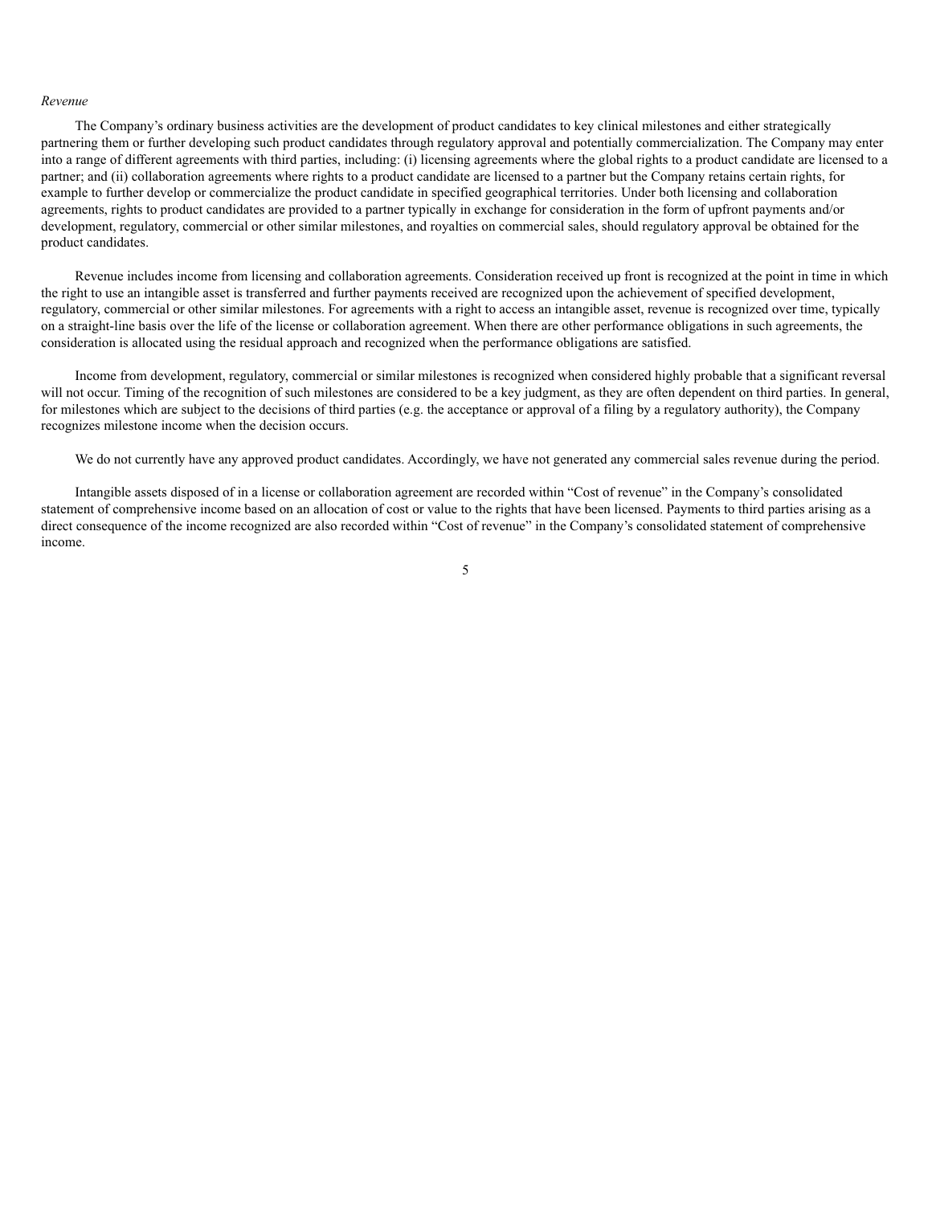*Revenue*

The Company's ordinary business activities are the development of product candidates to key clinical milestones and either strategically partnering them or further developing such product candidates through regulatory approval and potentially commercialization. The Company may enter into a range of different agreements with third parties, including: (i) licensing agreements where the global rights to a product candidate are licensed to a partner; and (ii) collaboration agreements where rights to a product candidate are licensed to a partner but the Company retains certain rights, for example to further develop or commercialize the product candidate in specified geographical territories. Under both licensing and collaboration agreements, rights to product candidates are provided to a partner typically in exchange for consideration in the form of upfront payments and/or development, regulatory, commercial or other similar milestones, and royalties on commercial sales, should regulatory approval be obtained for the product candidates.

Revenue includes income from licensing and collaboration agreements. Consideration received up front is recognized at the point in time in which the right to use an intangible asset is transferred and further payments received are recognized upon the achievement of specified development, regulatory, commercial or other similar milestones. For agreements with a right to access an intangible asset, revenue is recognized over time, typically on a straight-line basis over the life of the license or collaboration agreement. When there are other performance obligations in such agreements, the consideration is allocated using the residual approach and recognized when the performance obligations are satisfied.

Income from development, regulatory, commercial or similar milestones is recognized when considered highly probable that a significant reversal will not occur. Timing of the recognition of such milestones are considered to be a key judgment, as they are often dependent on third parties. In general, for milestones which are subject to the decisions of third parties (e.g. the acceptance or approval of a filing by a regulatory authority), the Company recognizes milestone income when the decision occurs.

We do not currently have any approved product candidates. Accordingly, we have not generated any commercial sales revenue during the period.

Intangible assets disposed of in a license or collaboration agreement are recorded within "Cost of revenue" in the Company's consolidated statement of comprehensive income based on an allocation of cost or value to the rights that have been licensed. Payments to third parties arising as a direct consequence of the income recognized are also recorded within "Cost of revenue" in the Company's consolidated statement of comprehensive income.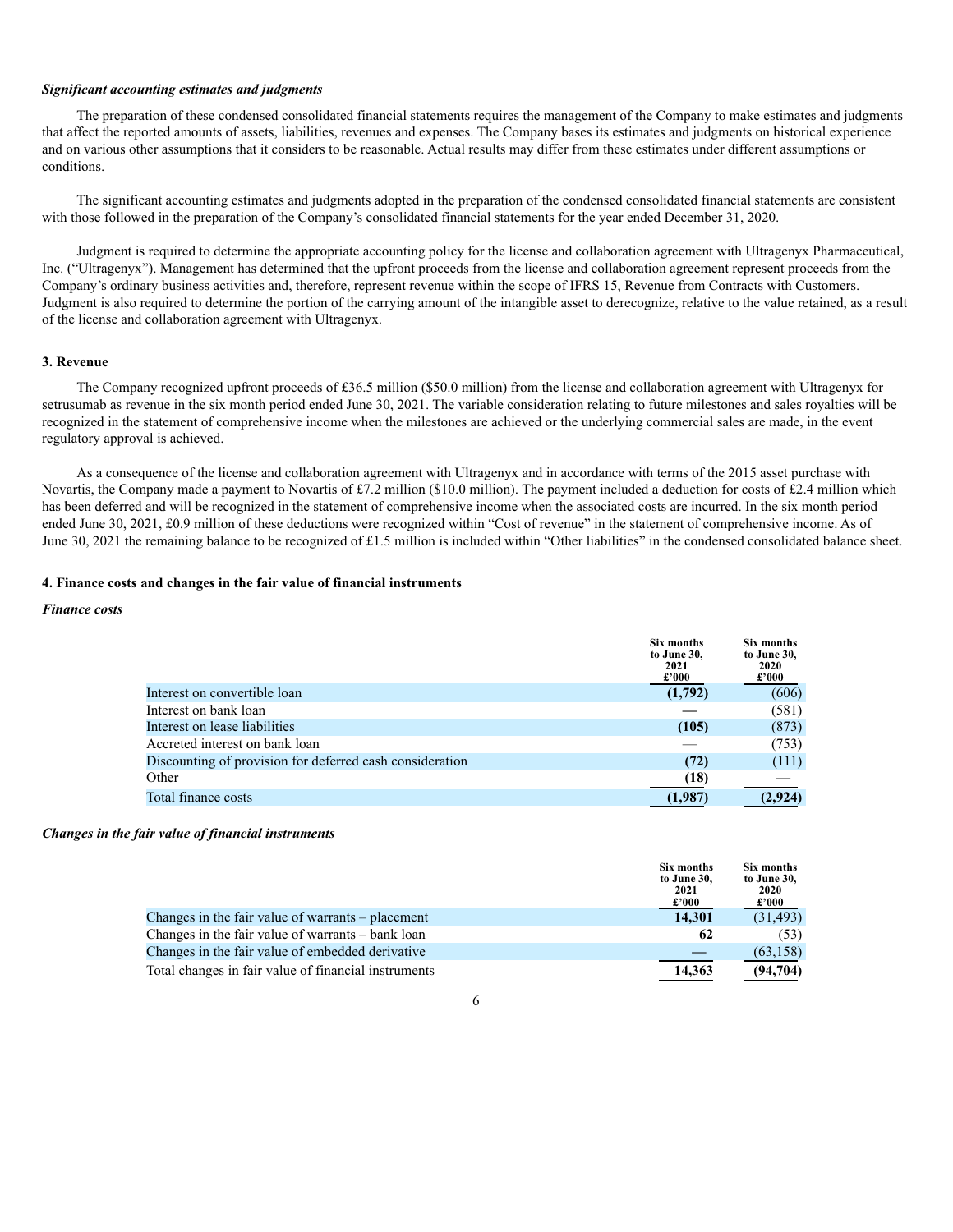***Significant accounting estimates and judgments***

The preparation of these condensed consolidated financial statements requires the management of the Company to make estimates and judgments that affect the reported amounts of assets, liabilities, revenues and expenses. The Company bases its estimates and judgments on historical experience and on various other assumptions that it considers to be reasonable. Actual results may differ from these estimates under different assumptions or conditions.

The significant accounting estimates and judgments adopted in the preparation of the condensed consolidated financial statements are consistent with those followed in the preparation of the Company's consolidated financial statements for the year ended December 31, 2020.

Judgment is required to determine the appropriate accounting policy for the license and collaboration agreement with Ultragenyx Pharmaceutical, Inc. ("Ultragenyx"). Management has determined that the upfront proceeds from the license and collaboration agreement represent proceeds from the Company's ordinary business activities and, therefore, represent revenue within the scope of IFRS 15, Revenue from Contracts with Customers. Judgment is also required to determine the portion of the carrying amount of the intangible asset to derecognize, relative to the value retained, as a result of the license and collaboration agreement with Ultragenyx.

**3. Revenue**

The Company recognized upfront proceeds of £36.5 million ($50.0 million) from the license and collaboration agreement with Ultragenyx for setrusumab as revenue in the six month period ended June 30, 2021. The variable consideration relating to future milestones and sales royalties will be recognized in the statement of comprehensive income when the milestones are achieved or the underlying commercial sales are made, in the event regulatory approval is achieved.

As a consequence of the license and collaboration agreement with Ultragenyx and in accordance with terms of the 2015 asset purchase with Novartis, the Company made a payment to Novartis of £7.2 million ($10.0 million). The payment included a deduction for costs of £2.4 million which has been deferred and will be recognized in the statement of comprehensive income when the associated costs are incurred. In the six month period ended June 30, 2021, £0.9 million of these deductions were recognized within "Cost of revenue" in the statement of comprehensive income. As of June 30, 2021 the remaining balance to be recognized of £1.5 million is included within "Other liabilities" in the condensed consolidated balance sheet.

**4. Finance costs and changes in the fair value of financial instruments**

***Finance costs***

| | Six months to June 30, 2021 £'000 | Six months to June 30, 2020 £'000 |
|---|---|---|
| Interest on convertible loan | **(1,792)** | (606) |
| Interest on bank loan | **—** | (581) |
| Interest on lease liabilities | **(105)** | (873) |
| Accreted interest on bank loan | — | (753) |
| Discounting of provision for deferred cash consideration | **(72)** | (111) |
| Other | **(18)** | — |
| Total finance costs | **(1,987)** | **(2,924)** |

***Changes in the fair value of financial instruments***

| | Six months to June 30, 2021 £'000 | Six months to June 30, 2020 £'000 |
|---|---|---|
| Changes in the fair value of warrants – placement | **14,301** | (31,493) |
| Changes in the fair value of warrants – bank loan | **62** | (53) |
| Changes in the fair value of embedded derivative | **—** | (63,158) |
| Total changes in fair value of financial instruments | **14,363** | **(94,704)** |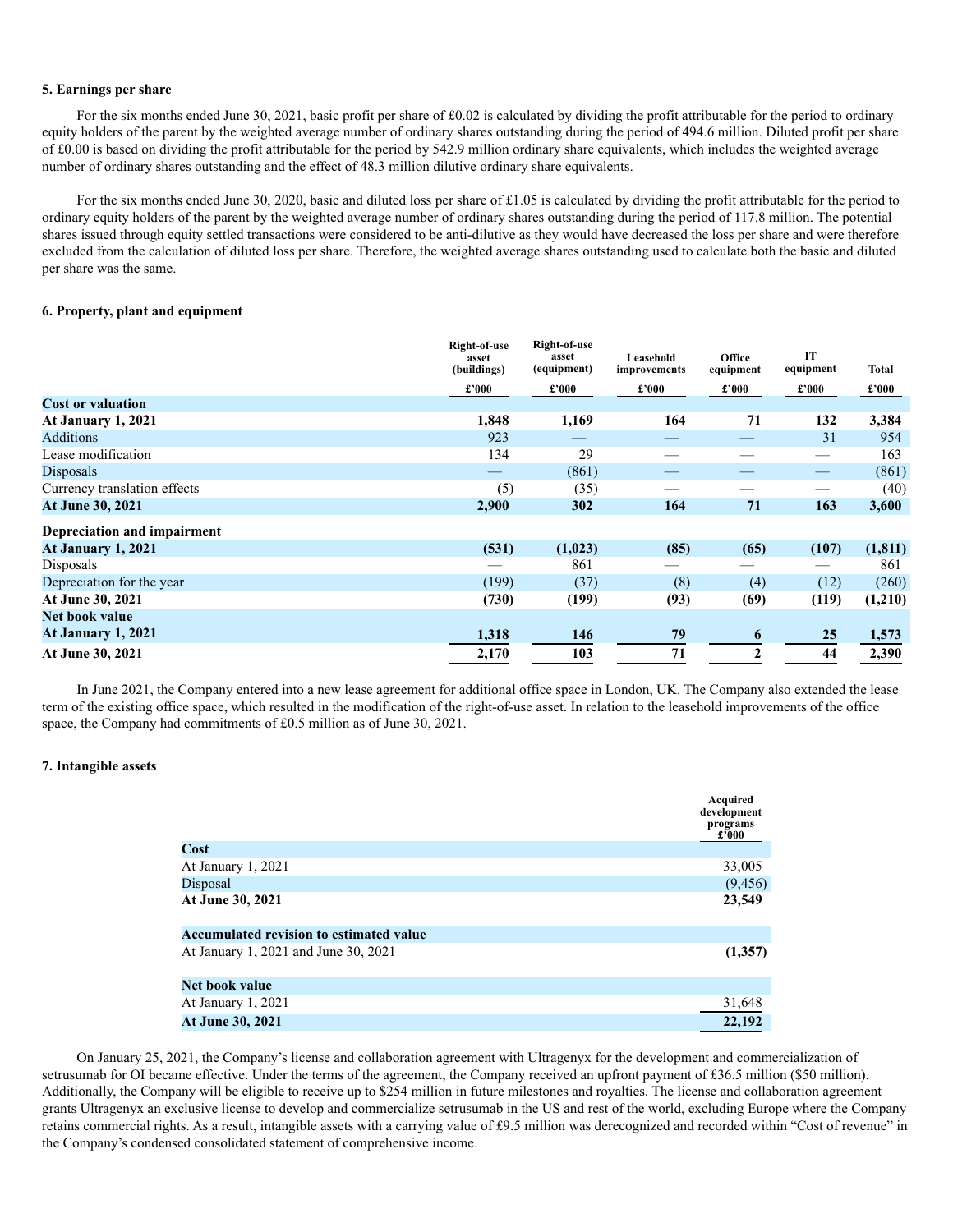### 5. Earnings per share

For the six months ended June 30, 2021, basic profit per share of £0.02 is calculated by dividing the profit attributable for the period to ordinary equity holders of the parent by the weighted average number of ordinary shares outstanding during the period of 494.6 million. Diluted profit per share of £0.00 is based on dividing the profit attributable for the period by 542.9 million ordinary share equivalents, which includes the weighted average number of ordinary shares outstanding and the effect of 48.3 million dilutive ordinary share equivalents.

For the six months ended June 30, 2020, basic and diluted loss per share of £1.05 is calculated by dividing the profit attributable for the period to ordinary equity holders of the parent by the weighted average number of ordinary shares outstanding during the period of 117.8 million. The potential shares issued through equity settled transactions were considered to be anti-dilutive as they would have decreased the loss per share and were therefore excluded from the calculation of diluted loss per share. Therefore, the weighted average shares outstanding used to calculate both the basic and diluted per share was the same.

### 6. Property, plant and equipment

| | Right-of-use asset (buildings) | Right-of-use asset (equipment) | Leasehold improvements | Office equipment | IT equipment | Total |
|---|---|---|---|---|---|---|
| | £'000 | £'000 | £'000 | £'000 | £'000 | £'000 |
| **Cost or valuation** | | | | | | |
| **At January 1, 2021** | **1,848** | **1,169** | **164** | **71** | **132** | **3,384** |
| Additions | 923 | — | — | — | 31 | 954 |
| Lease modification | 134 | 29 | — | — | — | 163 |
| Disposals | — | (861) | — | — | — | (861) |
| Currency translation effects | (5) | (35) | — | — | — | (40) |
| **At June 30, 2021** | **2,900** | **302** | **164** | **71** | **163** | **3,600** |
| **Depreciation and impairment** | | | | | | |
| **At January 1, 2021** | **(531)** | **(1,023)** | **(85)** | **(65)** | **(107)** | **(1,811)** |
| Disposals | — | 861 | — | — | — | 861 |
| Depreciation for the year | (199) | (37) | (8) | (4) | (12) | (260) |
| **At June 30, 2021** | **(730)** | **(199)** | **(93)** | **(69)** | **(119)** | **(1,210)** |
| **Net book value** | | | | | | |
| **At January 1, 2021** | **1,318** | **146** | **79** | **6** | **25** | **1,573** |
| **At June 30, 2021** | **2,170** | **103** | **71** | **2** | **44** | **2,390** |

In June 2021, the Company entered into a new lease agreement for additional office space in London, UK. The Company also extended the lease term of the existing office space, which resulted in the modification of the right-of-use asset. In relation to the leasehold improvements of the office space, the Company had commitments of £0.5 million as of June 30, 2021.

### 7. Intangible assets

| | Acquired development programs £'000 |
|---|---|
| **Cost** | |
| At January 1, 2021 | 33,005 |
| Disposal | (9,456) |
| **At June 30, 2021** | **23,549** |
| **Accumulated revision to estimated value** | |
| At January 1, 2021 and June 30, 2021 | **(1,357)** |
| **Net book value** | |
| At January 1, 2021 | 31,648 |
| **At June 30, 2021** | **22,192** |

On January 25, 2021, the Company's license and collaboration agreement with Ultragenyx for the development and commercialization of setrusumab for OI became effective. Under the terms of the agreement, the Company received an upfront payment of £36.5 million ($50 million). Additionally, the Company will be eligible to receive up to $254 million in future milestones and royalties. The license and collaboration agreement grants Ultragenyx an exclusive license to develop and commercialize setrusumab in the US and rest of the world, excluding Europe where the Company retains commercial rights. As a result, intangible assets with a carrying value of £9.5 million was derecognized and recorded within "Cost of revenue" in the Company's condensed consolidated statement of comprehensive income.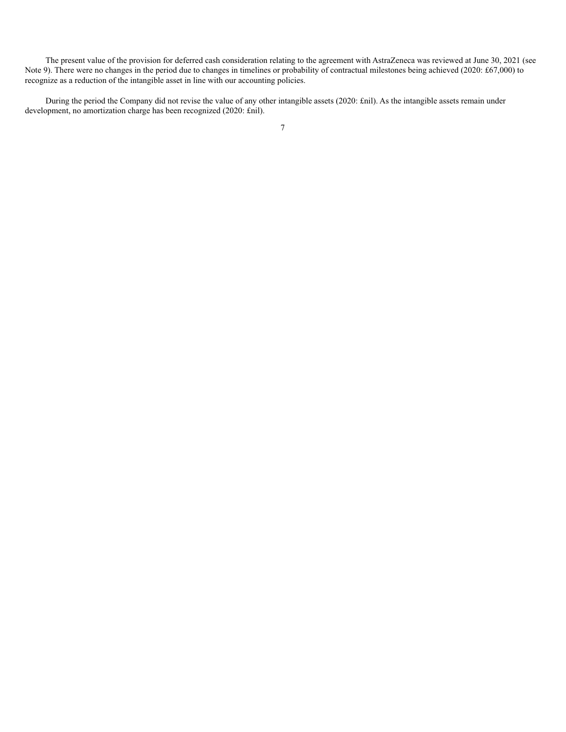The present value of the provision for deferred cash consideration relating to the agreement with AstraZeneca was reviewed at June 30, 2021 (see Note 9). There were no changes in the period due to changes in timelines or probability of contractual milestones being achieved (2020: £67,000) to recognize as a reduction of the intangible asset in line with our accounting policies.

During the period the Company did not revise the value of any other intangible assets (2020: £nil). As the intangible assets remain under development, no amortization charge has been recognized (2020: £nil).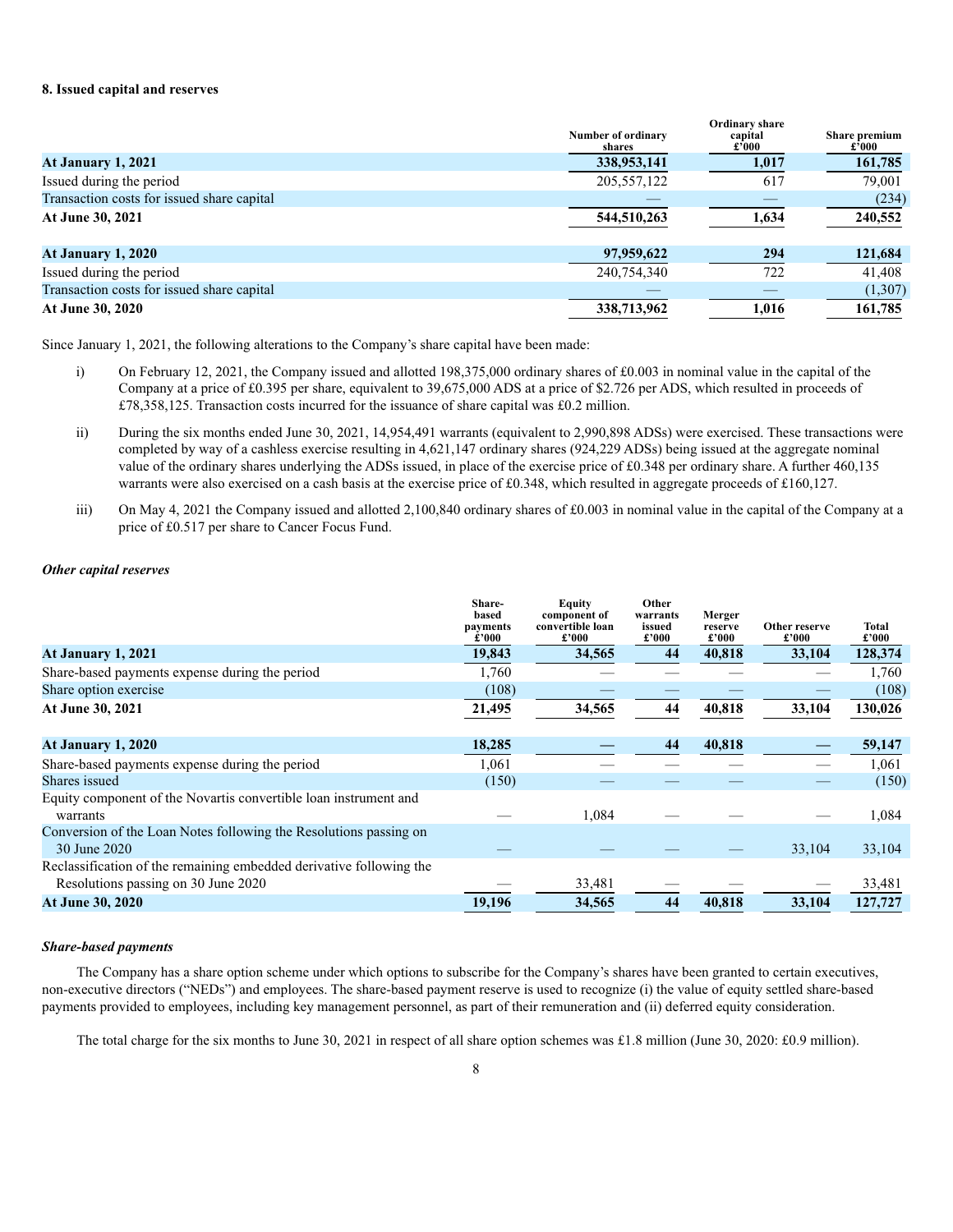## 8. Issued capital and reserves

| | Number of ordinary shares | Ordinary share capital £'000 | Share premium £'000 |
|---|---|---|---|
| **At January 1, 2021** | **338,953,141** | **1,017** | **161,785** |
| Issued during the period | 205,557,122 | 617 | 79,001 |
| Transaction costs for issued share capital | — | — | (234) |
| **At June 30, 2021** | **544,510,263** | **1,634** | **240,552** |
| | | | |
| **At January 1, 2020** | **97,959,622** | **294** | **121,684** |
| Issued during the period | 240,754,340 | 722 | 41,408 |
| Transaction costs for issued share capital | — | — | (1,307) |
| **At June 30, 2020** | **338,713,962** | **1,016** | **161,785** |

Since January 1, 2021, the following alterations to the Company's share capital have been made:

i) On February 12, 2021, the Company issued and allotted 198,375,000 ordinary shares of £0.003 in nominal value in the capital of the Company at a price of £0.395 per share, equivalent to 39,675,000 ADS at a price of $2.726 per ADS, which resulted in proceeds of £78,358,125. Transaction costs incurred for the issuance of share capital was £0.2 million.

ii) During the six months ended June 30, 2021, 14,954,491 warrants (equivalent to 2,990,898 ADSs) were exercised. These transactions were completed by way of a cashless exercise resulting in 4,621,147 ordinary shares (924,229 ADSs) being issued at the aggregate nominal value of the ordinary shares underlying the ADSs issued, in place of the exercise price of £0.348 per ordinary share. A further 460,135 warrants were also exercised on a cash basis at the exercise price of £0.348, which resulted in aggregate proceeds of £160,127.

iii) On May 4, 2021 the Company issued and allotted 2,100,840 ordinary shares of £0.003 in nominal value in the capital of the Company at a price of £0.517 per share to Cancer Focus Fund.

### *Other capital reserves*

| | Share-based payments £'000 | Equity component of convertible loan £'000 | Other warrants issued £'000 | Merger reserve £'000 | Other reserve £'000 | Total £'000 |
|---|---|---|---|---|---|---|
| **At January 1, 2021** | **19,843** | **34,565** | **44** | **40,818** | **33,104** | **128,374** |
| Share-based payments expense during the period | 1,760 | — | — | — | — | 1,760 |
| Share option exercise | (108) | — | — | — | — | (108) |
| **At June 30, 2021** | **21,495** | **34,565** | **44** | **40,818** | **33,104** | **130,026** |
| | | | | | | |
| **At January 1, 2020** | **18,285** | **—** | **44** | **40,818** | **—** | **59,147** |
| Share-based payments expense during the period | 1,061 | — | — | — | — | 1,061 |
| Shares issued | (150) | — | — | — | — | (150) |
| Equity component of the Novartis convertible loan instrument and warrants | — | 1,084 | — | — | — | 1,084 |
| Conversion of the Loan Notes following the Resolutions passing on 30 June 2020 | — | — | — | — | 33,104 | 33,104 |
| Reclassification of the remaining embedded derivative following the Resolutions passing on 30 June 2020 | — | 33,481 | — | — | — | 33,481 |
| **At June 30, 2020** | **19,196** | **34,565** | **44** | **40,818** | **33,104** | **127,727** |

### *Share-based payments*

The Company has a share option scheme under which options to subscribe for the Company's shares have been granted to certain executives, non-executive directors ("NEDs") and employees. The share-based payment reserve is used to recognize (i) the value of equity settled share-based payments provided to employees, including key management personnel, as part of their remuneration and (ii) deferred equity consideration.

The total charge for the six months to June 30, 2021 in respect of all share option schemes was £1.8 million (June 30, 2020: £0.9 million).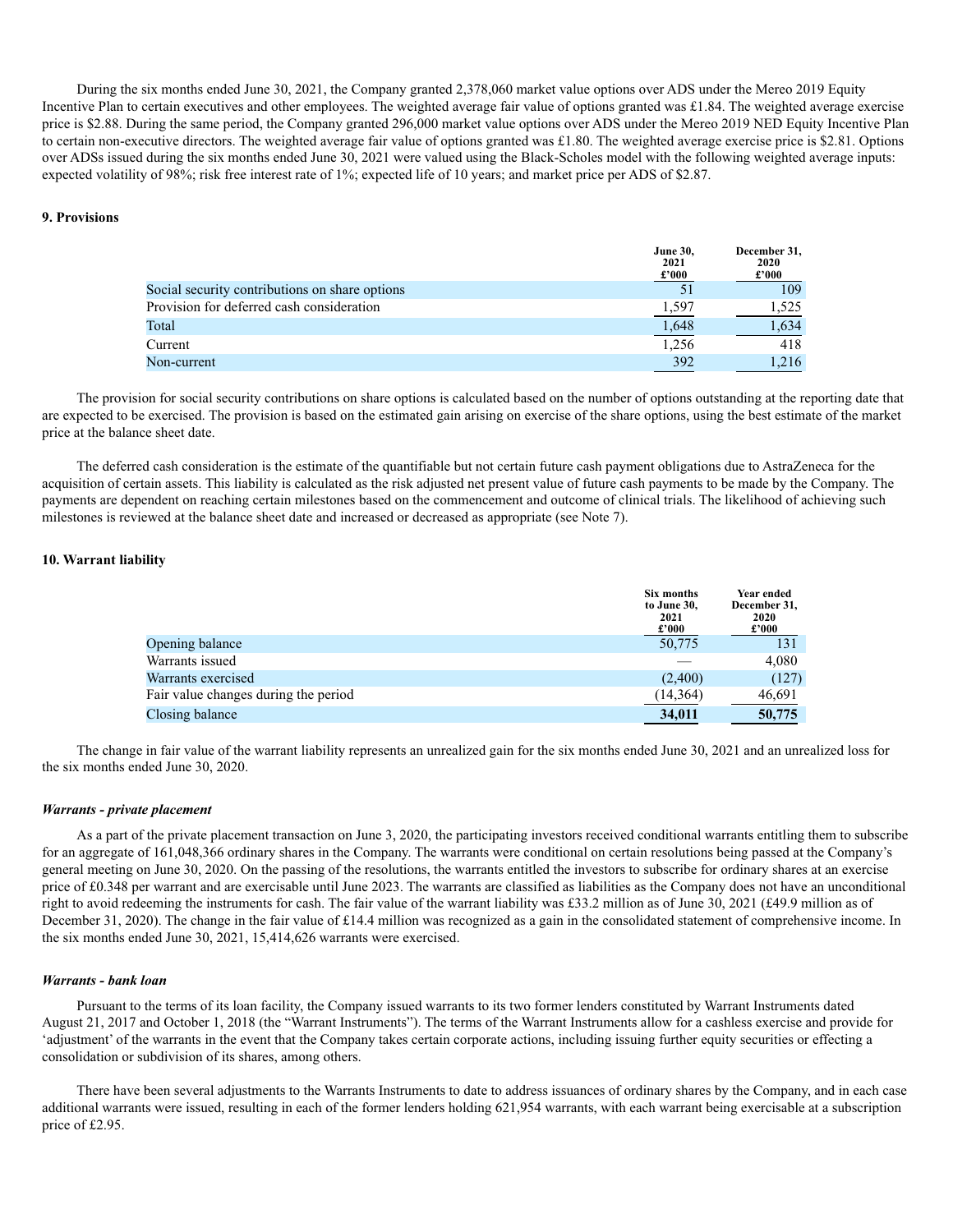During the six months ended June 30, 2021, the Company granted 2,378,060 market value options over ADS under the Mereo 2019 Equity Incentive Plan to certain executives and other employees. The weighted average fair value of options granted was £1.84. The weighted average exercise price is $2.88. During the same period, the Company granted 296,000 market value options over ADS under the Mereo 2019 NED Equity Incentive Plan to certain non-executive directors. The weighted average fair value of options granted was £1.80. The weighted average exercise price is $2.81. Options over ADSs issued during the six months ended June 30, 2021 were valued using the Black-Scholes model with the following weighted average inputs: expected volatility of 98%; risk free interest rate of 1%; expected life of 10 years; and market price per ADS of $2.87.

**9. Provisions**

| | June 30, 2021 £'000 | December 31, 2020 £'000 |
|---|---|---|
| Social security contributions on share options | 51 | 109 |
| Provision for deferred cash consideration | 1,597 | 1,525 |
| Total | 1,648 | 1,634 |
| Current | 1,256 | 418 |
| Non-current | 392 | 1,216 |

The provision for social security contributions on share options is calculated based on the number of options outstanding at the reporting date that are expected to be exercised. The provision is based on the estimated gain arising on exercise of the share options, using the best estimate of the market price at the balance sheet date.

The deferred cash consideration is the estimate of the quantifiable but not certain future cash payment obligations due to AstraZeneca for the acquisition of certain assets. This liability is calculated as the risk adjusted net present value of future cash payments to be made by the Company. The payments are dependent on reaching certain milestones based on the commencement and outcome of clinical trials. The likelihood of achieving such milestones is reviewed at the balance sheet date and increased or decreased as appropriate (see Note 7).

**10. Warrant liability**

| | Six months to June 30, 2021 £'000 | Year ended December 31, 2020 £'000 |
|---|---|---|
| Opening balance | 50,775 | 131 |
| Warrants issued | — | 4,080 |
| Warrants exercised | (2,400) | (127) |
| Fair value changes during the period | (14,364) | 46,691 |
| Closing balance | **34,011** | **50,775** |

The change in fair value of the warrant liability represents an unrealized gain for the six months ended June 30, 2021 and an unrealized loss for the six months ended June 30, 2020.

***Warrants - private placement***

As a part of the private placement transaction on June 3, 2020, the participating investors received conditional warrants entitling them to subscribe for an aggregate of 161,048,366 ordinary shares in the Company. The warrants were conditional on certain resolutions being passed at the Company's general meeting on June 30, 2020. On the passing of the resolutions, the warrants entitled the investors to subscribe for ordinary shares at an exercise price of £0.348 per warrant and are exercisable until June 2023. The warrants are classified as liabilities as the Company does not have an unconditional right to avoid redeeming the instruments for cash. The fair value of the warrant liability was £33.2 million as of June 30, 2021 (£49.9 million as of December 31, 2020). The change in the fair value of £14.4 million was recognized as a gain in the consolidated statement of comprehensive income. In the six months ended June 30, 2021, 15,414,626 warrants were exercised.

***Warrants - bank loan***

Pursuant to the terms of its loan facility, the Company issued warrants to its two former lenders constituted by Warrant Instruments dated August 21, 2017 and October 1, 2018 (the "Warrant Instruments"). The terms of the Warrant Instruments allow for a cashless exercise and provide for 'adjustment' of the warrants in the event that the Company takes certain corporate actions, including issuing further equity securities or effecting a consolidation or subdivision of its shares, among others.

There have been several adjustments to the Warrants Instruments to date to address issuances of ordinary shares by the Company, and in each case additional warrants were issued, resulting in each of the former lenders holding 621,954 warrants, with each warrant being exercisable at a subscription price of £2.95.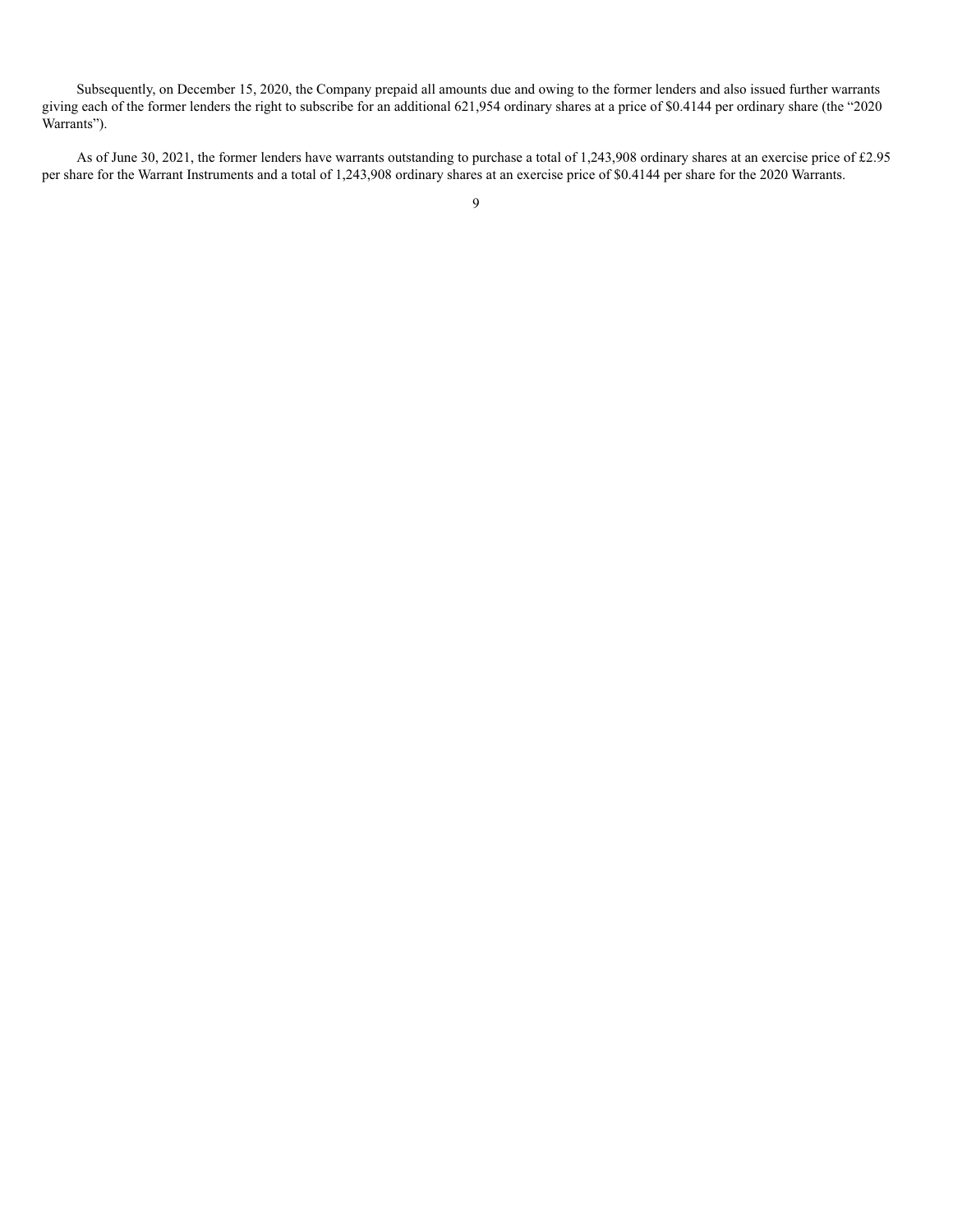Subsequently, on December 15, 2020, the Company prepaid all amounts due and owing to the former lenders and also issued further warrants giving each of the former lenders the right to subscribe for an additional 621,954 ordinary shares at a price of $0.4144 per ordinary share (the "2020 Warrants").

As of June 30, 2021, the former lenders have warrants outstanding to purchase a total of 1,243,908 ordinary shares at an exercise price of £2.95 per share for the Warrant Instruments and a total of 1,243,908 ordinary shares at an exercise price of $0.4144 per share for the 2020 Warrants.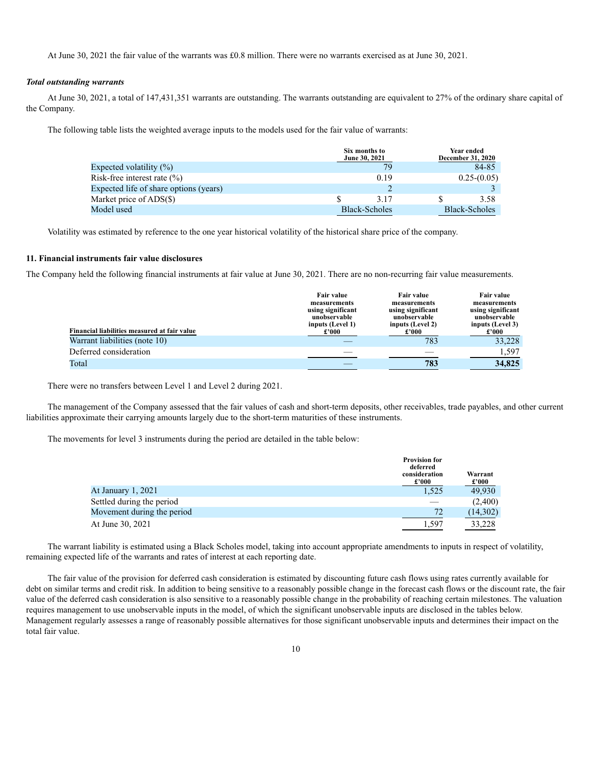At June 30, 2021 the fair value of the warrants was £0.8 million. There were no warrants exercised as at June 30, 2021.

***Total outstanding warrants***

At June 30, 2021, a total of 147,431,351 warrants are outstanding. The warrants outstanding are equivalent to 27% of the ordinary share capital of the Company.

The following table lists the weighted average inputs to the models used for the fair value of warrants:

| | Six months to June 30, 2021 | Year ended December 31, 2020 |
|---|---|---|
| Expected volatility (%) | 79 | 84-85 |
| Risk-free interest rate (%) | 0.19 | 0.25-(0.05) |
| Expected life of share options (years) | 2 | 3 |
| Market price of ADS($) | $ 3.17 | $ 3.58 |
| Model used | Black-Scholes | Black-Scholes |

Volatility was estimated by reference to the one year historical volatility of the historical share price of the company.

## 11. Financial instruments fair value disclosures

The Company held the following financial instruments at fair value at June 30, 2021. There are no non-recurring fair value measurements.

| Financial liabilities measured at fair value | Fair value measurements using significant unobservable inputs (Level 1) £'000 | Fair value measurements using significant unobservable inputs (Level 2) £'000 | Fair value measurements using significant unobservable inputs (Level 3) £'000 |
|---|---|---|---|
| Warrant liabilities (note 10) | — | 783 | 33,228 |
| Deferred consideration | — | — | 1,597 |
| Total | — | **783** | **34,825** |

There were no transfers between Level 1 and Level 2 during 2021.

The management of the Company assessed that the fair values of cash and short-term deposits, other receivables, trade payables, and other current liabilities approximate their carrying amounts largely due to the short-term maturities of these instruments.

The movements for level 3 instruments during the period are detailed in the table below:

| | Provision for deferred consideration £'000 | Warrant £'000 |
|---|---|---|
| At January 1, 2021 | 1,525 | 49,930 |
| Settled during the period | — | (2,400) |
| Movement during the period | 72 | (14,302) |
| At June 30, 2021 | 1,597 | 33,228 |

The warrant liability is estimated using a Black Scholes model, taking into account appropriate amendments to inputs in respect of volatility, remaining expected life of the warrants and rates of interest at each reporting date.

The fair value of the provision for deferred cash consideration is estimated by discounting future cash flows using rates currently available for debt on similar terms and credit risk. In addition to being sensitive to a reasonably possible change in the forecast cash flows or the discount rate, the fair value of the deferred cash consideration is also sensitive to a reasonably possible change in the probability of reaching certain milestones. The valuation requires management to use unobservable inputs in the model, of which the significant unobservable inputs are disclosed in the tables below. Management regularly assesses a range of reasonably possible alternatives for those significant unobservable inputs and determines their impact on the total fair value.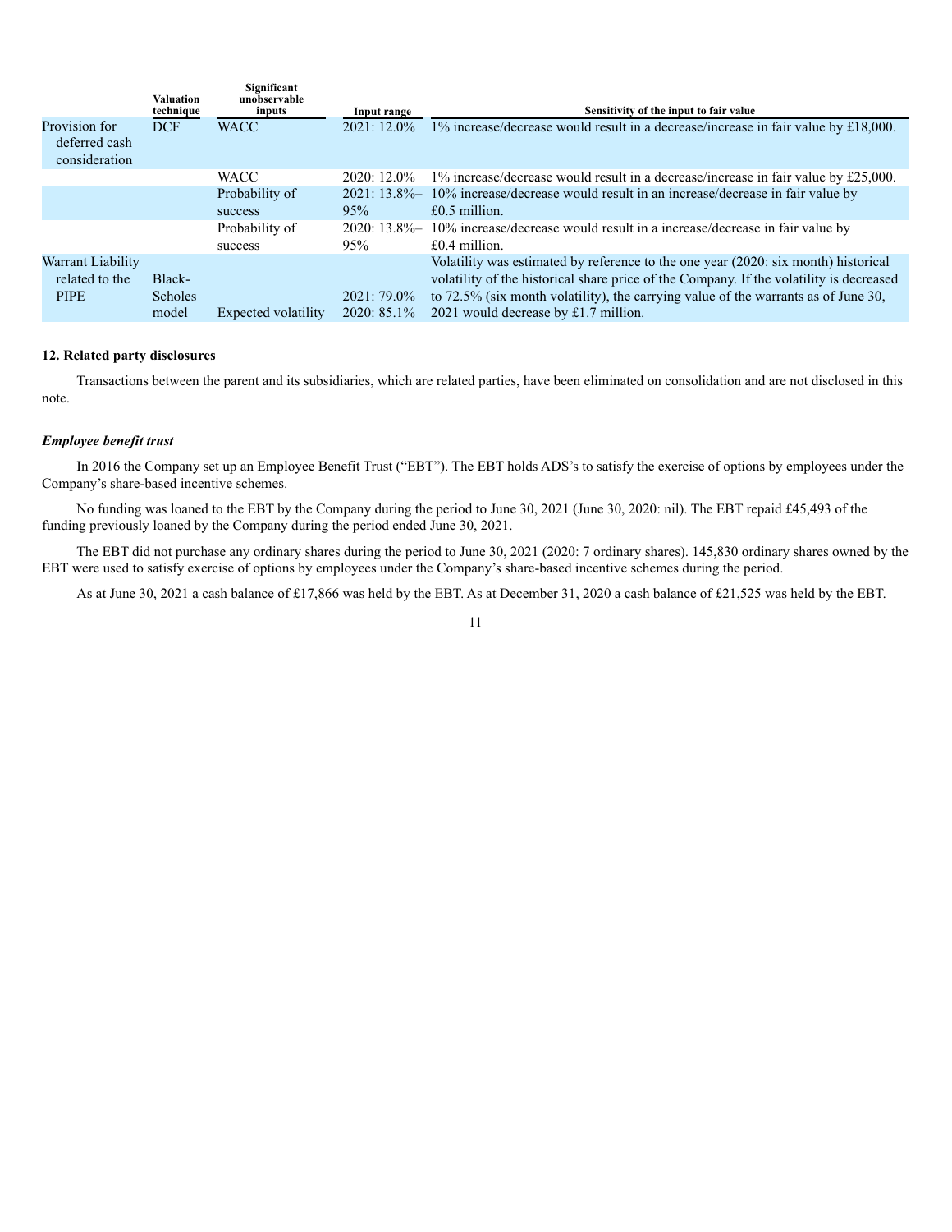| | Valuation technique | Significant unobservable inputs | Input range | Sensitivity of the input to fair value |
|---|---|---|---|---|
| Provision for deferred cash consideration | DCF | WACC | 2021: 12.0% | 1% increase/decrease would result in a decrease/increase in fair value by £18,000. |
| | | WACC | 2020: 12.0% | 1% increase/decrease would result in a decrease/increase in fair value by £25,000. |
| | | Probability of success | 2021: 13.8%–95% | 10% increase/decrease would result in an increase/decrease in fair value by £0.5 million. |
| | | Probability of success | 2020: 13.8%–95% | 10% increase/decrease would result in a increase/decrease in fair value by £0.4 million. |
| Warrant Liability related to the PIPE | Black-Scholes model | Expected volatility | 2021: 79.0% 2020: 85.1% | Volatility was estimated by reference to the one year (2020: six month) historical volatility of the historical share price of the Company. If the volatility is decreased to 72.5% (six month volatility), the carrying value of the warrants as of June 30, 2021 would decrease by £1.7 million. |

## 12. Related party disclosures

Transactions between the parent and its subsidiaries, which are related parties, have been eliminated on consolidation and are not disclosed in this note.

### *Employee benefit trust*

In 2016 the Company set up an Employee Benefit Trust ("EBT"). The EBT holds ADS's to satisfy the exercise of options by employees under the Company's share-based incentive schemes.

No funding was loaned to the EBT by the Company during the period to June 30, 2021 (June 30, 2020: nil). The EBT repaid £45,493 of the funding previously loaned by the Company during the period ended June 30, 2021.

The EBT did not purchase any ordinary shares during the period to June 30, 2021 (2020: 7 ordinary shares). 145,830 ordinary shares owned by the EBT were used to satisfy exercise of options by employees under the Company's share-based incentive schemes during the period.

As at June 30, 2021 a cash balance of £17,866 was held by the EBT. As at December 31, 2020 a cash balance of £21,525 was held by the EBT.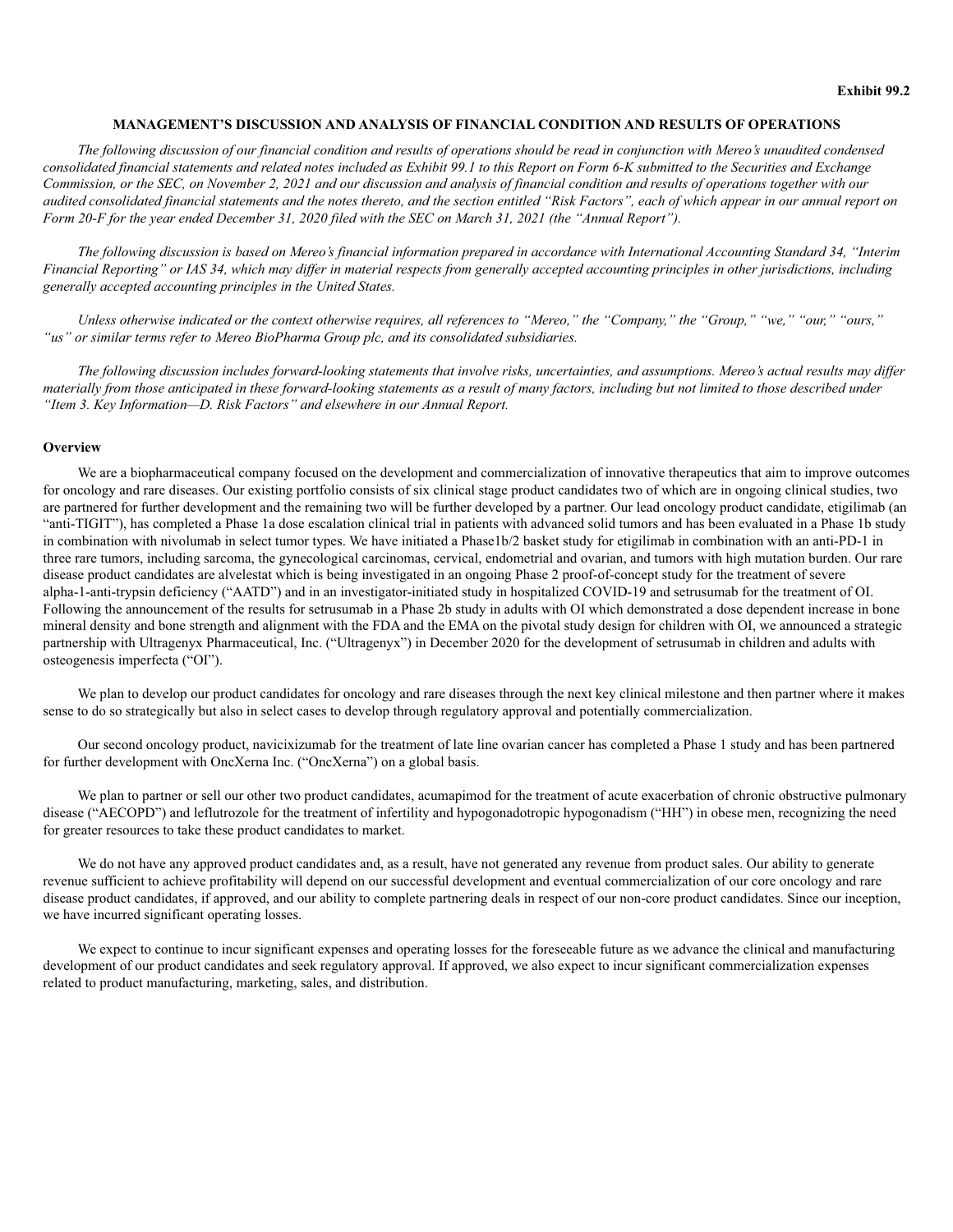**Exhibit 99.2**

# MANAGEMENT'S DISCUSSION AND ANALYSIS OF FINANCIAL CONDITION AND RESULTS OF OPERATIONS

*The following discussion of our financial condition and results of operations should be read in conjunction with Mereo's unaudited condensed consolidated financial statements and related notes included as Exhibit 99.1 to this Report on Form 6-K submitted to the Securities and Exchange Commission, or the SEC, on November 2, 2021 and our discussion and analysis of financial condition and results of operations together with our audited consolidated financial statements and the notes thereto, and the section entitled "Risk Factors", each of which appear in our annual report on Form 20-F for the year ended December 31, 2020 filed with the SEC on March 31, 2021 (the "Annual Report").*

*The following discussion is based on Mereo's financial information prepared in accordance with International Accounting Standard 34, "Interim Financial Reporting" or IAS 34, which may differ in material respects from generally accepted accounting principles in other jurisdictions, including generally accepted accounting principles in the United States.*

*Unless otherwise indicated or the context otherwise requires, all references to "Mereo," the "Company," the "Group," "we," "our," "ours," "us" or similar terms refer to Mereo BioPharma Group plc, and its consolidated subsidiaries.*

*The following discussion includes forward-looking statements that involve risks, uncertainties, and assumptions. Mereo's actual results may differ materially from those anticipated in these forward-looking statements as a result of many factors, including but not limited to those described under "Item 3. Key Information—D. Risk Factors" and elsewhere in our Annual Report.*

## Overview

We are a biopharmaceutical company focused on the development and commercialization of innovative therapeutics that aim to improve outcomes for oncology and rare diseases. Our existing portfolio consists of six clinical stage product candidates two of which are in ongoing clinical studies, two are partnered for further development and the remaining two will be further developed by a partner. Our lead oncology product candidate, etigilimab (an "anti-TIGIT"), has completed a Phase 1a dose escalation clinical trial in patients with advanced solid tumors and has been evaluated in a Phase 1b study in combination with nivolumab in select tumor types. We have initiated a Phase1b/2 basket study for etigilimab in combination with an anti-PD-1 in three rare tumors, including sarcoma, the gynecological carcinomas, cervical, endometrial and ovarian, and tumors with high mutation burden. Our rare disease product candidates are alvelestat which is being investigated in an ongoing Phase 2 proof-of-concept study for the treatment of severe alpha-1-anti-trypsin deficiency ("AATD") and in an investigator-initiated study in hospitalized COVID-19 and setrusumab for the treatment of OI. Following the announcement of the results for setrusumab in a Phase 2b study in adults with OI which demonstrated a dose dependent increase in bone mineral density and bone strength and alignment with the FDA and the EMA on the pivotal study design for children with OI, we announced a strategic partnership with Ultragenyx Pharmaceutical, Inc. ("Ultragenyx") in December 2020 for the development of setrusumab in children and adults with osteogenesis imperfecta ("OI").

We plan to develop our product candidates for oncology and rare diseases through the next key clinical milestone and then partner where it makes sense to do so strategically but also in select cases to develop through regulatory approval and potentially commercialization.

Our second oncology product, navicixizumab for the treatment of late line ovarian cancer has completed a Phase 1 study and has been partnered for further development with OncXerna Inc. ("OncXerna") on a global basis.

We plan to partner or sell our other two product candidates, acumapimod for the treatment of acute exacerbation of chronic obstructive pulmonary disease ("AECOPD") and leflutrozole for the treatment of infertility and hypogonadotropic hypogonadism ("HH") in obese men, recognizing the need for greater resources to take these product candidates to market.

We do not have any approved product candidates and, as a result, have not generated any revenue from product sales. Our ability to generate revenue sufficient to achieve profitability will depend on our successful development and eventual commercialization of our core oncology and rare disease product candidates, if approved, and our ability to complete partnering deals in respect of our non-core product candidates. Since our inception, we have incurred significant operating losses.

We expect to continue to incur significant expenses and operating losses for the foreseeable future as we advance the clinical and manufacturing development of our product candidates and seek regulatory approval. If approved, we also expect to incur significant commercialization expenses related to product manufacturing, marketing, sales, and distribution.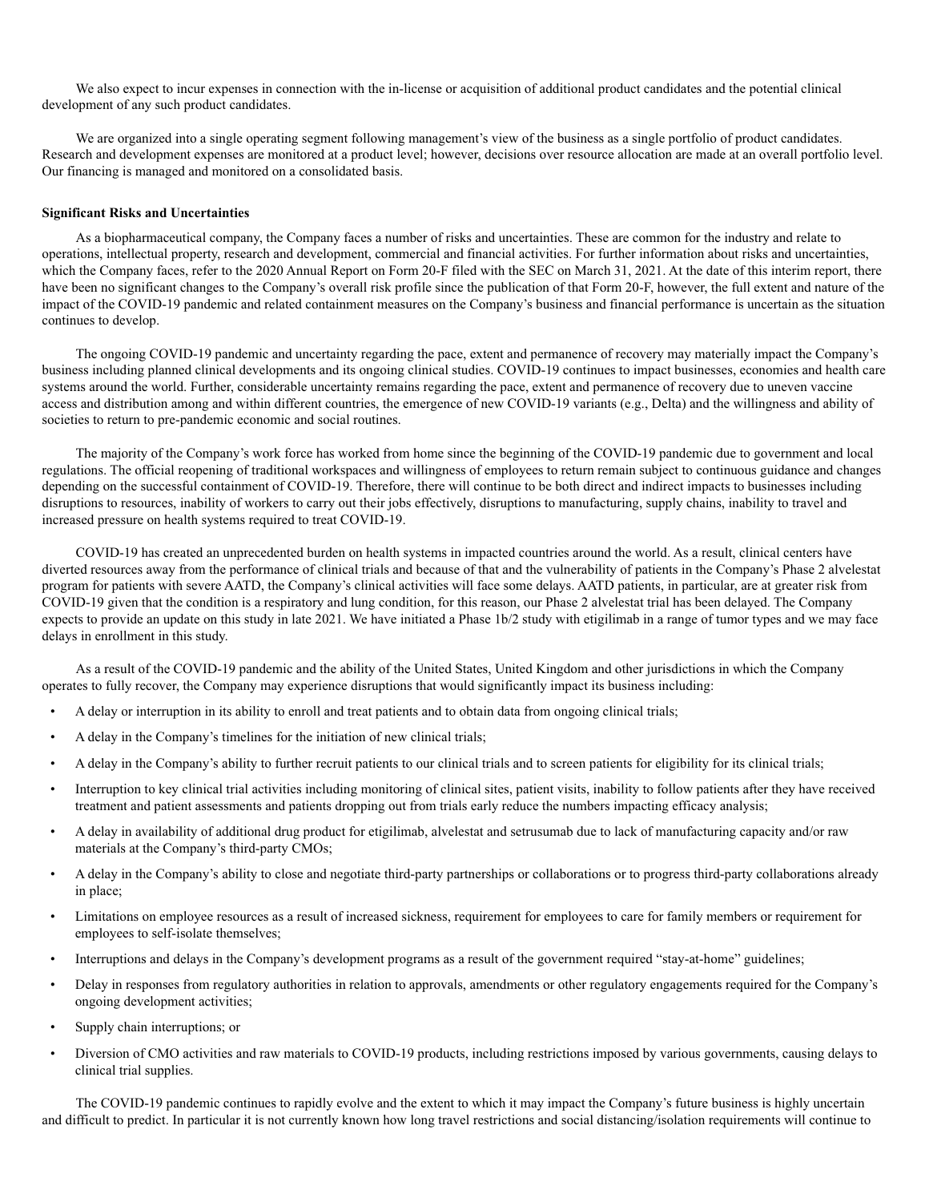We also expect to incur expenses in connection with the in-license or acquisition of additional product candidates and the potential clinical development of any such product candidates.

We are organized into a single operating segment following management's view of the business as a single portfolio of product candidates. Research and development expenses are monitored at a product level; however, decisions over resource allocation are made at an overall portfolio level. Our financing is managed and monitored on a consolidated basis.

**Significant Risks and Uncertainties**

As a biopharmaceutical company, the Company faces a number of risks and uncertainties. These are common for the industry and relate to operations, intellectual property, research and development, commercial and financial activities. For further information about risks and uncertainties, which the Company faces, refer to the 2020 Annual Report on Form 20-F filed with the SEC on March 31, 2021. At the date of this interim report, there have been no significant changes to the Company's overall risk profile since the publication of that Form 20-F, however, the full extent and nature of the impact of the COVID-19 pandemic and related containment measures on the Company's business and financial performance is uncertain as the situation continues to develop.

The ongoing COVID-19 pandemic and uncertainty regarding the pace, extent and permanence of recovery may materially impact the Company's business including planned clinical developments and its ongoing clinical studies. COVID-19 continues to impact businesses, economies and health care systems around the world. Further, considerable uncertainty remains regarding the pace, extent and permanence of recovery due to uneven vaccine access and distribution among and within different countries, the emergence of new COVID-19 variants (e.g., Delta) and the willingness and ability of societies to return to pre-pandemic economic and social routines.

The majority of the Company's work force has worked from home since the beginning of the COVID-19 pandemic due to government and local regulations. The official reopening of traditional workspaces and willingness of employees to return remain subject to continuous guidance and changes depending on the successful containment of COVID-19. Therefore, there will continue to be both direct and indirect impacts to businesses including disruptions to resources, inability of workers to carry out their jobs effectively, disruptions to manufacturing, supply chains, inability to travel and increased pressure on health systems required to treat COVID-19.

COVID-19 has created an unprecedented burden on health systems in impacted countries around the world. As a result, clinical centers have diverted resources away from the performance of clinical trials and because of that and the vulnerability of patients in the Company's Phase 2 alvelestat program for patients with severe AATD, the Company's clinical activities will face some delays. AATD patients, in particular, are at greater risk from COVID-19 given that the condition is a respiratory and lung condition, for this reason, our Phase 2 alvelestat trial has been delayed. The Company expects to provide an update on this study in late 2021. We have initiated a Phase 1b/2 study with etigilimab in a range of tumor types and we may face delays in enrollment in this study.

As a result of the COVID-19 pandemic and the ability of the United States, United Kingdom and other jurisdictions in which the Company operates to fully recover, the Company may experience disruptions that would significantly impact its business including:

- A delay or interruption in its ability to enroll and treat patients and to obtain data from ongoing clinical trials;
- A delay in the Company's timelines for the initiation of new clinical trials;
- A delay in the Company's ability to further recruit patients to our clinical trials and to screen patients for eligibility for its clinical trials;
- Interruption to key clinical trial activities including monitoring of clinical sites, patient visits, inability to follow patients after they have received treatment and patient assessments and patients dropping out from trials early reduce the numbers impacting efficacy analysis;
- A delay in availability of additional drug product for etigilimab, alvelestat and setrusumab due to lack of manufacturing capacity and/or raw materials at the Company's third-party CMOs;
- A delay in the Company's ability to close and negotiate third-party partnerships or collaborations or to progress third-party collaborations already in place;
- Limitations on employee resources as a result of increased sickness, requirement for employees to care for family members or requirement for employees to self-isolate themselves;
- Interruptions and delays in the Company's development programs as a result of the government required "stay-at-home" guidelines;
- Delay in responses from regulatory authorities in relation to approvals, amendments or other regulatory engagements required for the Company's ongoing development activities;
- Supply chain interruptions; or
- Diversion of CMO activities and raw materials to COVID-19 products, including restrictions imposed by various governments, causing delays to clinical trial supplies.

The COVID-19 pandemic continues to rapidly evolve and the extent to which it may impact the Company's future business is highly uncertain and difficult to predict. In particular it is not currently known how long travel restrictions and social distancing/isolation requirements will continue to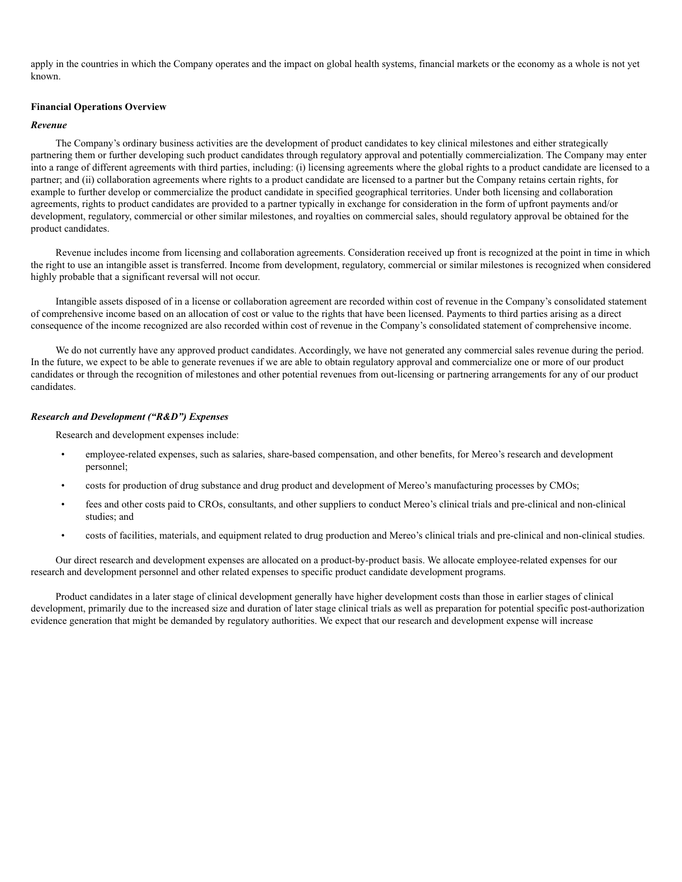apply in the countries in which the Company operates and the impact on global health systems, financial markets or the economy as a whole is not yet known.

**Financial Operations Overview**

***Revenue***

The Company's ordinary business activities are the development of product candidates to key clinical milestones and either strategically partnering them or further developing such product candidates through regulatory approval and potentially commercialization. The Company may enter into a range of different agreements with third parties, including: (i) licensing agreements where the global rights to a product candidate are licensed to a partner; and (ii) collaboration agreements where rights to a product candidate are licensed to a partner but the Company retains certain rights, for example to further develop or commercialize the product candidate in specified geographical territories. Under both licensing and collaboration agreements, rights to product candidates are provided to a partner typically in exchange for consideration in the form of upfront payments and/or development, regulatory, commercial or other similar milestones, and royalties on commercial sales, should regulatory approval be obtained for the product candidates.

Revenue includes income from licensing and collaboration agreements. Consideration received up front is recognized at the point in time in which the right to use an intangible asset is transferred. Income from development, regulatory, commercial or similar milestones is recognized when considered highly probable that a significant reversal will not occur.

Intangible assets disposed of in a license or collaboration agreement are recorded within cost of revenue in the Company's consolidated statement of comprehensive income based on an allocation of cost or value to the rights that have been licensed. Payments to third parties arising as a direct consequence of the income recognized are also recorded within cost of revenue in the Company's consolidated statement of comprehensive income.

We do not currently have any approved product candidates. Accordingly, we have not generated any commercial sales revenue during the period. In the future, we expect to be able to generate revenues if we are able to obtain regulatory approval and commercialize one or more of our product candidates or through the recognition of milestones and other potential revenues from out-licensing or partnering arrangements for any of our product candidates.

***Research and Development ("R&D") Expenses***

Research and development expenses include:

- employee-related expenses, such as salaries, share-based compensation, and other benefits, for Mereo's research and development personnel;
- costs for production of drug substance and drug product and development of Mereo's manufacturing processes by CMOs;
- fees and other costs paid to CROs, consultants, and other suppliers to conduct Mereo's clinical trials and pre-clinical and non-clinical studies; and
- costs of facilities, materials, and equipment related to drug production and Mereo's clinical trials and pre-clinical and non-clinical studies.

Our direct research and development expenses are allocated on a product-by-product basis. We allocate employee-related expenses for our research and development personnel and other related expenses to specific product candidate development programs.

Product candidates in a later stage of clinical development generally have higher development costs than those in earlier stages of clinical development, primarily due to the increased size and duration of later stage clinical trials as well as preparation for potential specific post-authorization evidence generation that might be demanded by regulatory authorities. We expect that our research and development expense will increase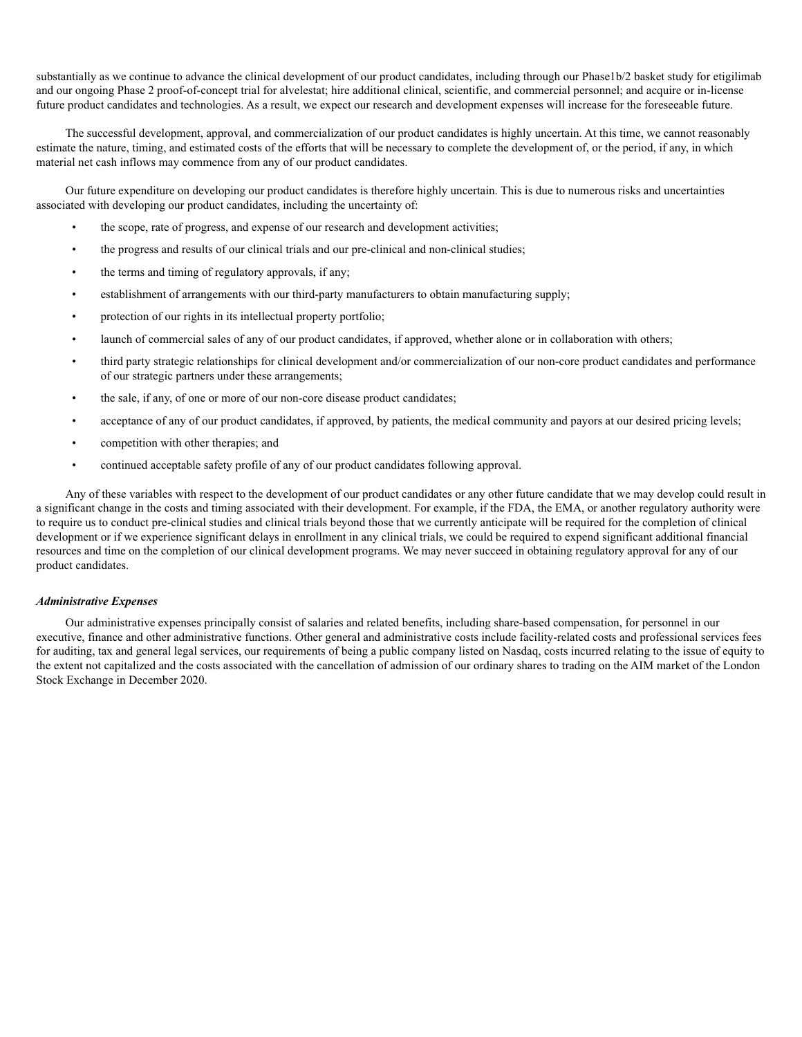substantially as we continue to advance the clinical development of our product candidates, including through our Phase1b/2 basket study for etigilimab and our ongoing Phase 2 proof-of-concept trial for alvelestat; hire additional clinical, scientific, and commercial personnel; and acquire or in-license future product candidates and technologies. As a result, we expect our research and development expenses will increase for the foreseeable future.

The successful development, approval, and commercialization of our product candidates is highly uncertain. At this time, we cannot reasonably estimate the nature, timing, and estimated costs of the efforts that will be necessary to complete the development of, or the period, if any, in which material net cash inflows may commence from any of our product candidates.

Our future expenditure on developing our product candidates is therefore highly uncertain. This is due to numerous risks and uncertainties associated with developing our product candidates, including the uncertainty of:

- the scope, rate of progress, and expense of our research and development activities;
- the progress and results of our clinical trials and our pre-clinical and non-clinical studies;
- the terms and timing of regulatory approvals, if any;
- establishment of arrangements with our third-party manufacturers to obtain manufacturing supply;
- protection of our rights in its intellectual property portfolio;
- launch of commercial sales of any of our product candidates, if approved, whether alone or in collaboration with others;
- third party strategic relationships for clinical development and/or commercialization of our non-core product candidates and performance of our strategic partners under these arrangements;
- the sale, if any, of one or more of our non-core disease product candidates;
- acceptance of any of our product candidates, if approved, by patients, the medical community and payors at our desired pricing levels;
- competition with other therapies; and
- continued acceptable safety profile of any of our product candidates following approval.

Any of these variables with respect to the development of our product candidates or any other future candidate that we may develop could result in a significant change in the costs and timing associated with their development. For example, if the FDA, the EMA, or another regulatory authority were to require us to conduct pre-clinical studies and clinical trials beyond those that we currently anticipate will be required for the completion of clinical development or if we experience significant delays in enrollment in any clinical trials, we could be required to expend significant additional financial resources and time on the completion of our clinical development programs. We may never succeed in obtaining regulatory approval for any of our product candidates.

***Administrative Expenses***

Our administrative expenses principally consist of salaries and related benefits, including share-based compensation, for personnel in our executive, finance and other administrative functions. Other general and administrative costs include facility-related costs and professional services fees for auditing, tax and general legal services, our requirements of being a public company listed on Nasdaq, costs incurred relating to the issue of equity to the extent not capitalized and the costs associated with the cancellation of admission of our ordinary shares to trading on the AIM market of the London Stock Exchange in December 2020.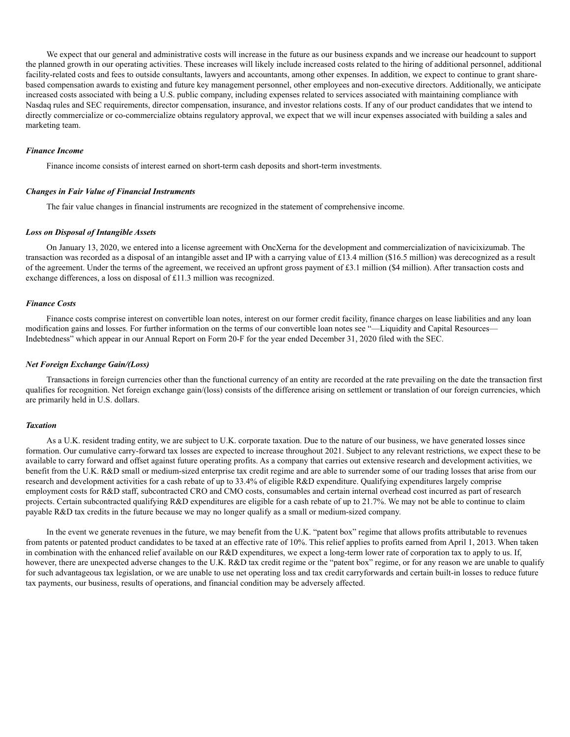We expect that our general and administrative costs will increase in the future as our business expands and we increase our headcount to support the planned growth in our operating activities. These increases will likely include increased costs related to the hiring of additional personnel, additional facility-related costs and fees to outside consultants, lawyers and accountants, among other expenses. In addition, we expect to continue to grant share-based compensation awards to existing and future key management personnel, other employees and non-executive directors. Additionally, we anticipate increased costs associated with being a U.S. public company, including expenses related to services associated with maintaining compliance with Nasdaq rules and SEC requirements, director compensation, insurance, and investor relations costs. If any of our product candidates that we intend to directly commercialize or co-commercialize obtains regulatory approval, we expect that we will incur expenses associated with building a sales and marketing team.

***Finance Income***

Finance income consists of interest earned on short-term cash deposits and short-term investments.

***Changes in Fair Value of Financial Instruments***

The fair value changes in financial instruments are recognized in the statement of comprehensive income.

***Loss on Disposal of Intangible Assets***

On January 13, 2020, we entered into a license agreement with OncXerna for the development and commercialization of navicixizumab. The transaction was recorded as a disposal of an intangible asset and IP with a carrying value of £13.4 million ($16.5 million) was derecognized as a result of the agreement. Under the terms of the agreement, we received an upfront gross payment of £3.1 million ($4 million). After transaction costs and exchange differences, a loss on disposal of £11.3 million was recognized.

***Finance Costs***

Finance costs comprise interest on convertible loan notes, interest on our former credit facility, finance charges on lease liabilities and any loan modification gains and losses. For further information on the terms of our convertible loan notes see "—Liquidity and Capital Resources—Indebtedness" which appear in our Annual Report on Form 20-F for the year ended December 31, 2020 filed with the SEC.

***Net Foreign Exchange Gain/(Loss)***

Transactions in foreign currencies other than the functional currency of an entity are recorded at the rate prevailing on the date the transaction first qualifies for recognition. Net foreign exchange gain/(loss) consists of the difference arising on settlement or translation of our foreign currencies, which are primarily held in U.S. dollars.

***Taxation***

As a U.K. resident trading entity, we are subject to U.K. corporate taxation. Due to the nature of our business, we have generated losses since formation. Our cumulative carry-forward tax losses are expected to increase throughout 2021. Subject to any relevant restrictions, we expect these to be available to carry forward and offset against future operating profits. As a company that carries out extensive research and development activities, we benefit from the U.K. R&D small or medium-sized enterprise tax credit regime and are able to surrender some of our trading losses that arise from our research and development activities for a cash rebate of up to 33.4% of eligible R&D expenditure. Qualifying expenditures largely comprise employment costs for R&D staff, subcontracted CRO and CMO costs, consumables and certain internal overhead cost incurred as part of research projects. Certain subcontracted qualifying R&D expenditures are eligible for a cash rebate of up to 21.7%. We may not be able to continue to claim payable R&D tax credits in the future because we may no longer qualify as a small or medium-sized company.

In the event we generate revenues in the future, we may benefit from the U.K. "patent box" regime that allows profits attributable to revenues from patents or patented product candidates to be taxed at an effective rate of 10%. This relief applies to profits earned from April 1, 2013. When taken in combination with the enhanced relief available on our R&D expenditures, we expect a long-term lower rate of corporation tax to apply to us. If, however, there are unexpected adverse changes to the U.K. R&D tax credit regime or the "patent box" regime, or for any reason we are unable to qualify for such advantageous tax legislation, or we are unable to use net operating loss and tax credit carryforwards and certain built-in losses to reduce future tax payments, our business, results of operations, and financial condition may be adversely affected.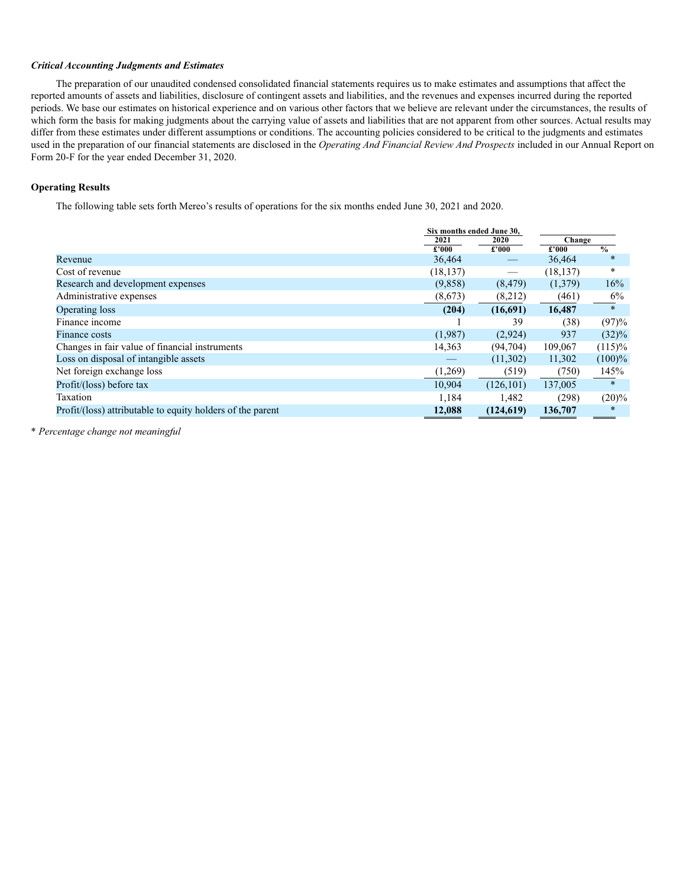***Critical Accounting Judgments and Estimates***

The preparation of our unaudited condensed consolidated financial statements requires us to make estimates and assumptions that affect the reported amounts of assets and liabilities, disclosure of contingent assets and liabilities, and the revenues and expenses incurred during the reported periods. We base our estimates on historical experience and on various other factors that we believe are relevant under the circumstances, the results of which form the basis for making judgments about the carrying value of assets and liabilities that are not apparent from other sources. Actual results may differ from these estimates under different assumptions or conditions. The accounting policies considered to be critical to the judgments and estimates used in the preparation of our financial statements are disclosed in the *Operating And Financial Review And Prospects* included in our Annual Report on Form 20-F for the year ended December 31, 2020.

**Operating Results**

The following table sets forth Mereo's results of operations for the six months ended June 30, 2021 and 2020.

| | Six months ended June 30, | | Change | |
|---|---|---|---|---|
| | 2021 | 2020 | | |
| | £'000 | £'000 | £'000 | % |
| Revenue | 36,464 | — | 36,464 | * |
| Cost of revenue | (18,137) | — | (18,137) | * |
| Research and development expenses | (9,858) | (8,479) | (1,379) | 16% |
| Administrative expenses | (8,673) | (8,212) | (461) | 6% |
| **Operating loss** | **(204)** | **(16,691)** | **16,487** | * |
| Finance income | 1 | 39 | (38) | (97)% |
| Finance costs | (1,987) | (2,924) | 937 | (32)% |
| Changes in fair value of financial instruments | 14,363 | (94,704) | 109,067 | (115)% |
| Loss on disposal of intangible assets | — | (11,302) | 11,302 | (100)% |
| Net foreign exchange loss | (1,269) | (519) | (750) | 145% |
| Profit/(loss) before tax | 10,904 | (126,101) | 137,005 | * |
| Taxation | 1,184 | 1,482 | (298) | (20)% |
| Profit/(loss) attributable to equity holders of the parent | **12,088** | **(124,619)** | **136,707** | * |

\* *Percentage change not meaningful*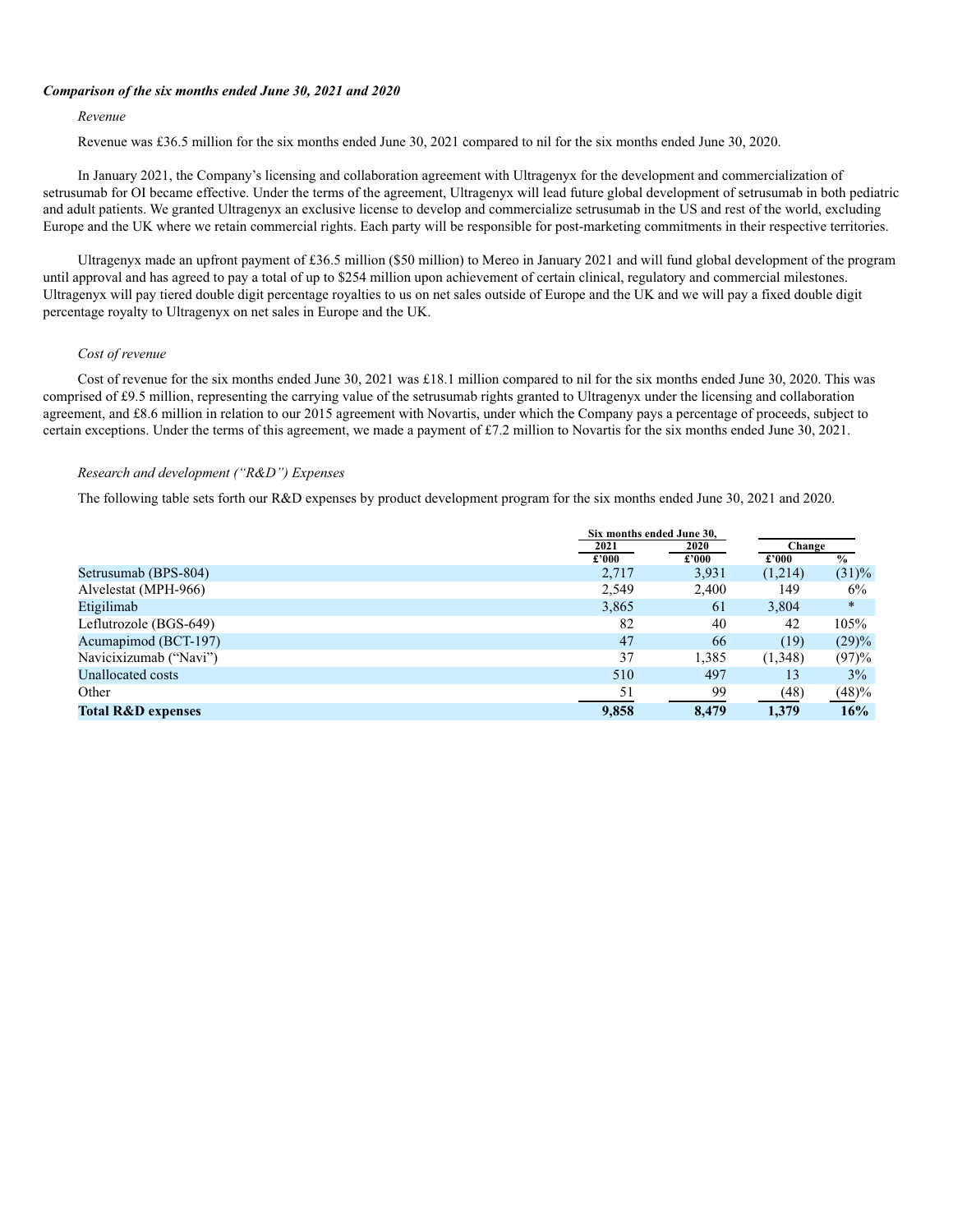***Comparison of the six months ended June 30, 2021 and 2020***

*Revenue*

Revenue was £36.5 million for the six months ended June 30, 2021 compared to nil for the six months ended June 30, 2020.

In January 2021, the Company's licensing and collaboration agreement with Ultragenyx for the development and commercialization of setrusumab for OI became effective. Under the terms of the agreement, Ultragenyx will lead future global development of setrusumab in both pediatric and adult patients. We granted Ultragenyx an exclusive license to develop and commercialize setrusumab in the US and rest of the world, excluding Europe and the UK where we retain commercial rights. Each party will be responsible for post-marketing commitments in their respective territories.

Ultragenyx made an upfront payment of £36.5 million ($50 million) to Mereo in January 2021 and will fund global development of the program until approval and has agreed to pay a total of up to $254 million upon achievement of certain clinical, regulatory and commercial milestones. Ultragenyx will pay tiered double digit percentage royalties to us on net sales outside of Europe and the UK and we will pay a fixed double digit percentage royalty to Ultragenyx on net sales in Europe and the UK.

*Cost of revenue*

Cost of revenue for the six months ended June 30, 2021 was £18.1 million compared to nil for the six months ended June 30, 2020. This was comprised of £9.5 million, representing the carrying value of the setrusumab rights granted to Ultragenyx under the licensing and collaboration agreement, and £8.6 million in relation to our 2015 agreement with Novartis, under which the Company pays a percentage of proceeds, subject to certain exceptions. Under the terms of this agreement, we made a payment of £7.2 million to Novartis for the six months ended June 30, 2021.

*Research and development ("R&D") Expenses*

The following table sets forth our R&D expenses by product development program for the six months ended June 30, 2021 and 2020.

| | Six months ended June 30, | | Change | |
|---|---|---|---|---|
| | 2021 | 2020 | | |
| | £'000 | £'000 | £'000 | % |
| Setrusumab (BPS-804) | 2,717 | 3,931 | (1,214) | (31)% |
| Alvelestat (MPH-966) | 2,549 | 2,400 | 149 | 6% |
| Etigilimab | 3,865 | 61 | 3,804 | * |
| Leflutrozole (BGS-649) | 82 | 40 | 42 | 105% |
| Acumapimod (BCT-197) | 47 | 66 | (19) | (29)% |
| Navicixizumab ("Navi") | 37 | 1,385 | (1,348) | (97)% |
| Unallocated costs | 510 | 497 | 13 | 3% |
| Other | 51 | 99 | (48) | (48)% |
| **Total R&D expenses** | **9,858** | **8,479** | **1,379** | **16%** |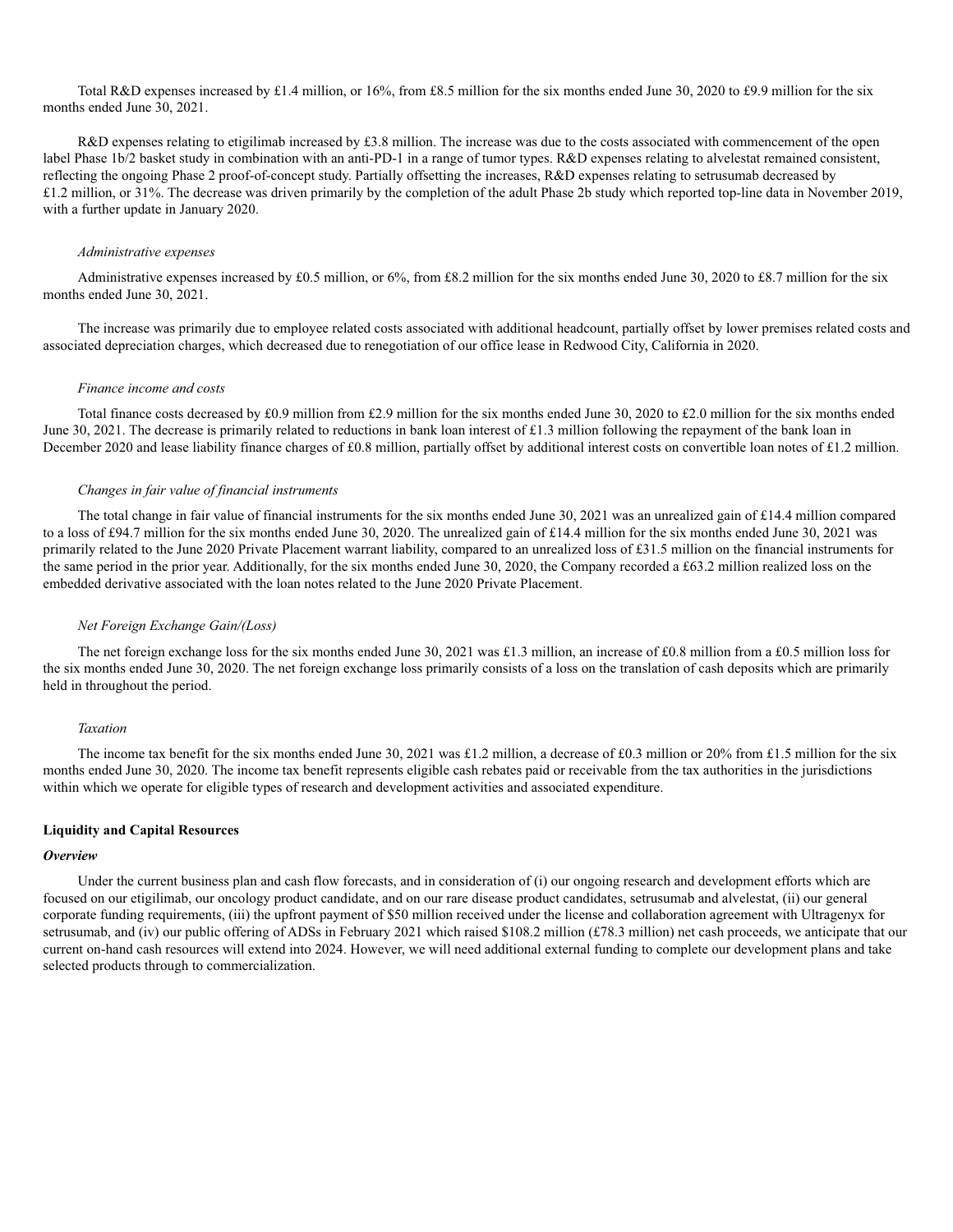Total R&D expenses increased by £1.4 million, or 16%, from £8.5 million for the six months ended June 30, 2020 to £9.9 million for the six months ended June 30, 2021.

R&D expenses relating to etigilimab increased by £3.8 million. The increase was due to the costs associated with commencement of the open label Phase 1b/2 basket study in combination with an anti-PD-1 in a range of tumor types. R&D expenses relating to alvelestat remained consistent, reflecting the ongoing Phase 2 proof-of-concept study. Partially offsetting the increases, R&D expenses relating to setrusumab decreased by £1.2 million, or 31%. The decrease was driven primarily by the completion of the adult Phase 2b study which reported top-line data in November 2019, with a further update in January 2020.

*Administrative expenses*

Administrative expenses increased by £0.5 million, or 6%, from £8.2 million for the six months ended June 30, 2020 to £8.7 million for the six months ended June 30, 2021.

The increase was primarily due to employee related costs associated with additional headcount, partially offset by lower premises related costs and associated depreciation charges, which decreased due to renegotiation of our office lease in Redwood City, California in 2020.

*Finance income and costs*

Total finance costs decreased by £0.9 million from £2.9 million for the six months ended June 30, 2020 to £2.0 million for the six months ended June 30, 2021. The decrease is primarily related to reductions in bank loan interest of £1.3 million following the repayment of the bank loan in December 2020 and lease liability finance charges of £0.8 million, partially offset by additional interest costs on convertible loan notes of £1.2 million.

*Changes in fair value of financial instruments*

The total change in fair value of financial instruments for the six months ended June 30, 2021 was an unrealized gain of £14.4 million compared to a loss of £94.7 million for the six months ended June 30, 2020. The unrealized gain of £14.4 million for the six months ended June 30, 2021 was primarily related to the June 2020 Private Placement warrant liability, compared to an unrealized loss of £31.5 million on the financial instruments for the same period in the prior year. Additionally, for the six months ended June 30, 2020, the Company recorded a £63.2 million realized loss on the embedded derivative associated with the loan notes related to the June 2020 Private Placement.

*Net Foreign Exchange Gain/(Loss)*

The net foreign exchange loss for the six months ended June 30, 2021 was £1.3 million, an increase of £0.8 million from a £0.5 million loss for the six months ended June 30, 2020. The net foreign exchange loss primarily consists of a loss on the translation of cash deposits which are primarily held in throughout the period.

*Taxation*

The income tax benefit for the six months ended June 30, 2021 was £1.2 million, a decrease of £0.3 million or 20% from £1.5 million for the six months ended June 30, 2020. The income tax benefit represents eligible cash rebates paid or receivable from the tax authorities in the jurisdictions within which we operate for eligible types of research and development activities and associated expenditure.

**Liquidity and Capital Resources**

***Overview***

Under the current business plan and cash flow forecasts, and in consideration of (i) our ongoing research and development efforts which are focused on our etigilimab, our oncology product candidate, and on our rare disease product candidates, setrusumab and alvelestat, (ii) our general corporate funding requirements, (iii) the upfront payment of $50 million received under the license and collaboration agreement with Ultragenyx for setrusumab, and (iv) our public offering of ADSs in February 2021 which raised $108.2 million (£78.3 million) net cash proceeds, we anticipate that our current on-hand cash resources will extend into 2024. However, we will need additional external funding to complete our development plans and take selected products through to commercialization.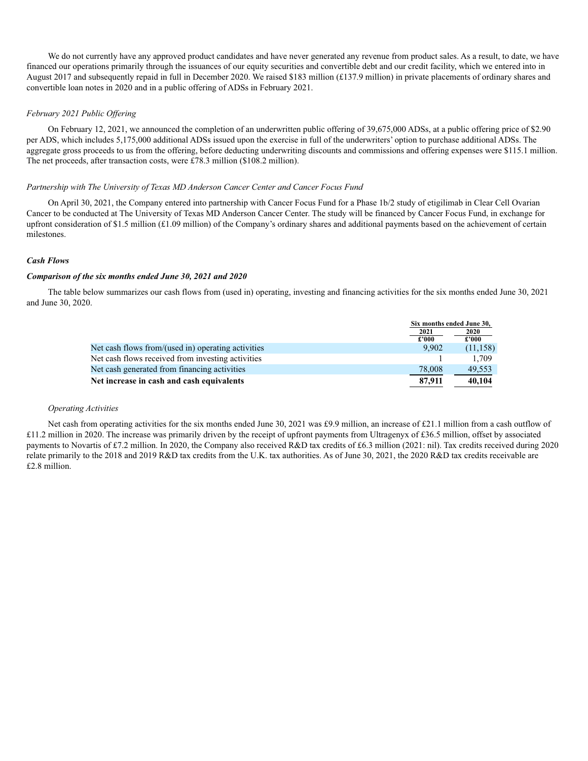We do not currently have any approved product candidates and have never generated any revenue from product sales. As a result, to date, we have financed our operations primarily through the issuances of our equity securities and convertible debt and our credit facility, which we entered into in August 2017 and subsequently repaid in full in December 2020. We raised $183 million (£137.9 million) in private placements of ordinary shares and convertible loan notes in 2020 and in a public offering of ADSs in February 2021.

*February 2021 Public Offering*

On February 12, 2021, we announced the completion of an underwritten public offering of 39,675,000 ADSs, at a public offering price of $2.90 per ADS, which includes 5,175,000 additional ADSs issued upon the exercise in full of the underwriters' option to purchase additional ADSs. The aggregate gross proceeds to us from the offering, before deducting underwriting discounts and commissions and offering expenses were $115.1 million. The net proceeds, after transaction costs, were £78.3 million ($108.2 million).

*Partnership with The University of Texas MD Anderson Cancer Center and Cancer Focus Fund*

On April 30, 2021, the Company entered into partnership with Cancer Focus Fund for a Phase 1b/2 study of etigilimab in Clear Cell Ovarian Cancer to be conducted at The University of Texas MD Anderson Cancer Center. The study will be financed by Cancer Focus Fund, in exchange for upfront consideration of $1.5 million (£1.09 million) of the Company's ordinary shares and additional payments based on the achievement of certain milestones.

***Cash Flows***

***Comparison of the six months ended June 30, 2021 and 2020***

The table below summarizes our cash flows from (used in) operating, investing and financing activities for the six months ended June 30, 2021 and June 30, 2020.

| | Six months ended June 30, | |
|---|---|---|
| | 2021 | 2020 |
| | £'000 | £'000 |
| Net cash flows from/(used in) operating activities | 9,902 | (11,158) |
| Net cash flows received from investing activities | 1 | 1,709 |
| Net cash generated from financing activities | 78,008 | 49,553 |
| **Net increase in cash and cash equivalents** | **87,911** | **40,104** |

*Operating Activities*

Net cash from operating activities for the six months ended June 30, 2021 was £9.9 million, an increase of £21.1 million from a cash outflow of £11.2 million in 2020. The increase was primarily driven by the receipt of upfront payments from Ultragenyx of £36.5 million, offset by associated payments to Novartis of £7.2 million. In 2020, the Company also received R&D tax credits of £6.3 million (2021: nil). Tax credits received during 2020 relate primarily to the 2018 and 2019 R&D tax credits from the U.K. tax authorities. As of June 30, 2021, the 2020 R&D tax credits receivable are £2.8 million.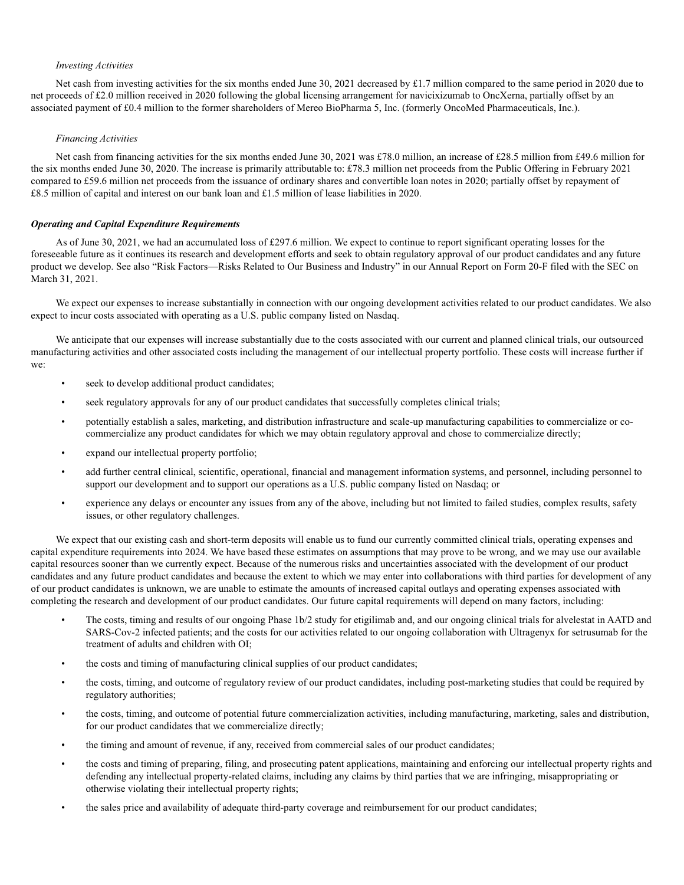*Investing Activities*

Net cash from investing activities for the six months ended June 30, 2021 decreased by £1.7 million compared to the same period in 2020 due to net proceeds of £2.0 million received in 2020 following the global licensing arrangement for navicixizumab to OncXerna, partially offset by an associated payment of £0.4 million to the former shareholders of Mereo BioPharma 5, Inc. (formerly OncoMed Pharmaceuticals, Inc.).

*Financing Activities*

Net cash from financing activities for the six months ended June 30, 2021 was £78.0 million, an increase of £28.5 million from £49.6 million for the six months ended June 30, 2020. The increase is primarily attributable to: £78.3 million net proceeds from the Public Offering in February 2021 compared to £59.6 million net proceeds from the issuance of ordinary shares and convertible loan notes in 2020; partially offset by repayment of £8.5 million of capital and interest on our bank loan and £1.5 million of lease liabilities in 2020.

***Operating and Capital Expenditure Requirements***

As of June 30, 2021, we had an accumulated loss of £297.6 million. We expect to continue to report significant operating losses for the foreseeable future as it continues its research and development efforts and seek to obtain regulatory approval of our product candidates and any future product we develop. See also "Risk Factors—Risks Related to Our Business and Industry" in our Annual Report on Form 20-F filed with the SEC on March 31, 2021.

We expect our expenses to increase substantially in connection with our ongoing development activities related to our product candidates. We also expect to incur costs associated with operating as a U.S. public company listed on Nasdaq.

We anticipate that our expenses will increase substantially due to the costs associated with our current and planned clinical trials, our outsourced manufacturing activities and other associated costs including the management of our intellectual property portfolio. These costs will increase further if we:

- seek to develop additional product candidates;
- seek regulatory approvals for any of our product candidates that successfully completes clinical trials;
- potentially establish a sales, marketing, and distribution infrastructure and scale-up manufacturing capabilities to commercialize or co-commercialize any product candidates for which we may obtain regulatory approval and chose to commercialize directly;
- expand our intellectual property portfolio;
- add further central clinical, scientific, operational, financial and management information systems, and personnel, including personnel to support our development and to support our operations as a U.S. public company listed on Nasdaq; or
- experience any delays or encounter any issues from any of the above, including but not limited to failed studies, complex results, safety issues, or other regulatory challenges.

We expect that our existing cash and short-term deposits will enable us to fund our currently committed clinical trials, operating expenses and capital expenditure requirements into 2024. We have based these estimates on assumptions that may prove to be wrong, and we may use our available capital resources sooner than we currently expect. Because of the numerous risks and uncertainties associated with the development of our product candidates and any future product candidates and because the extent to which we may enter into collaborations with third parties for development of any of our product candidates is unknown, we are unable to estimate the amounts of increased capital outlays and operating expenses associated with completing the research and development of our product candidates. Our future capital requirements will depend on many factors, including:

- The costs, timing and results of our ongoing Phase 1b/2 study for etigilimab and, and our ongoing clinical trials for alvelestat in AATD and SARS-Cov-2 infected patients; and the costs for our activities related to our ongoing collaboration with Ultragenyx for setrusumab for the treatment of adults and children with OI;
- the costs and timing of manufacturing clinical supplies of our product candidates;
- the costs, timing, and outcome of regulatory review of our product candidates, including post-marketing studies that could be required by regulatory authorities;
- the costs, timing, and outcome of potential future commercialization activities, including manufacturing, marketing, sales and distribution, for our product candidates that we commercialize directly;
- the timing and amount of revenue, if any, received from commercial sales of our product candidates;
- the costs and timing of preparing, filing, and prosecuting patent applications, maintaining and enforcing our intellectual property rights and defending any intellectual property-related claims, including any claims by third parties that we are infringing, misappropriating or otherwise violating their intellectual property rights;
- the sales price and availability of adequate third-party coverage and reimbursement for our product candidates;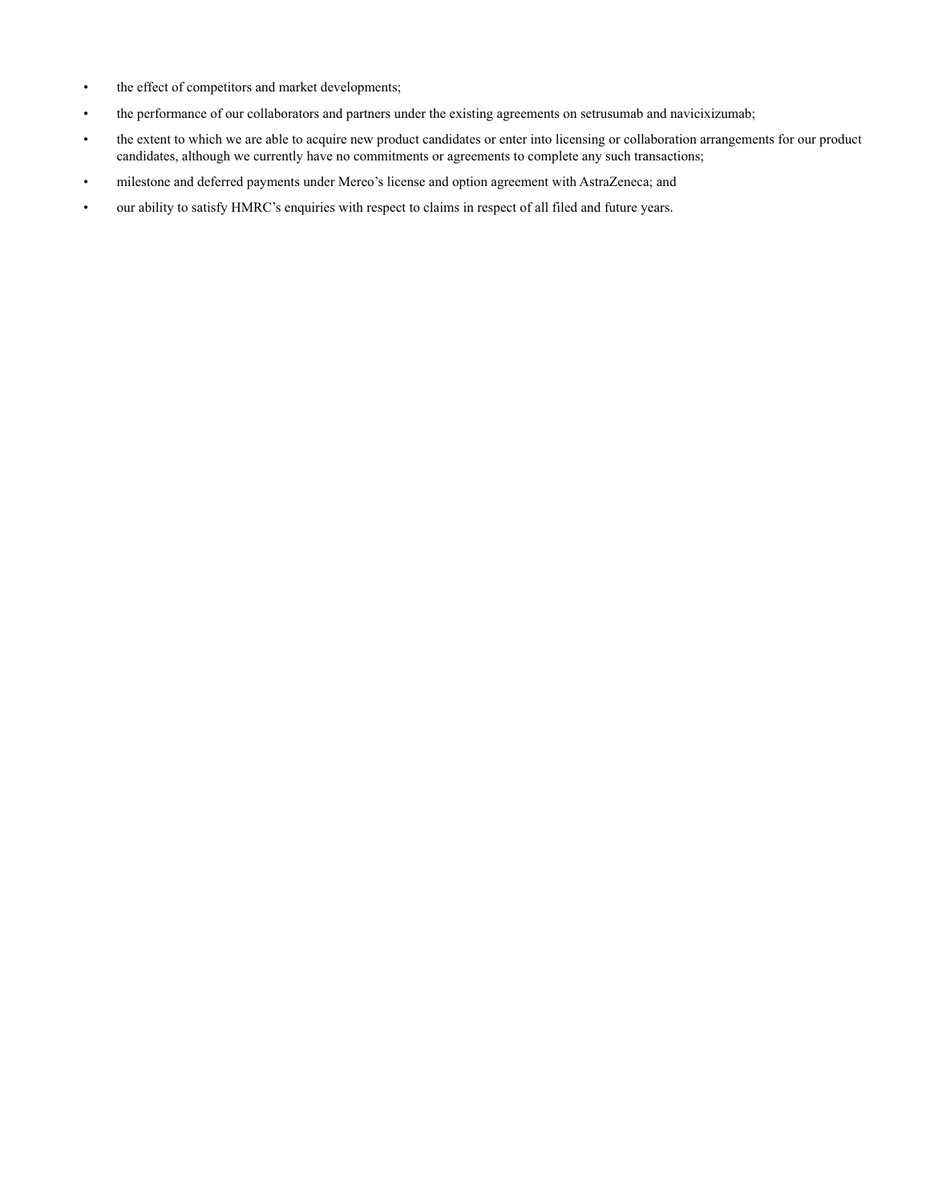- the effect of competitors and market developments;
- the performance of our collaborators and partners under the existing agreements on setrusumab and navicixizumab;
- the extent to which we are able to acquire new product candidates or enter into licensing or collaboration arrangements for our product candidates, although we currently have no commitments or agreements to complete any such transactions;
- milestone and deferred payments under Mereo's license and option agreement with AstraZeneca; and
- our ability to satisfy HMRC's enquiries with respect to claims in respect of all filed and future years.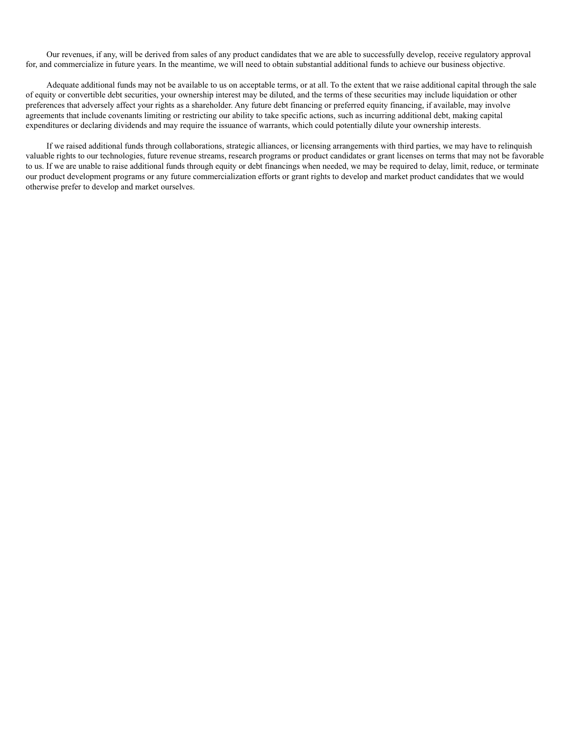Our revenues, if any, will be derived from sales of any product candidates that we are able to successfully develop, receive regulatory approval for, and commercialize in future years. In the meantime, we will need to obtain substantial additional funds to achieve our business objective.

Adequate additional funds may not be available to us on acceptable terms, or at all. To the extent that we raise additional capital through the sale of equity or convertible debt securities, your ownership interest may be diluted, and the terms of these securities may include liquidation or other preferences that adversely affect your rights as a shareholder. Any future debt financing or preferred equity financing, if available, may involve agreements that include covenants limiting or restricting our ability to take specific actions, such as incurring additional debt, making capital expenditures or declaring dividends and may require the issuance of warrants, which could potentially dilute your ownership interests.

If we raised additional funds through collaborations, strategic alliances, or licensing arrangements with third parties, we may have to relinquish valuable rights to our technologies, future revenue streams, research programs or product candidates or grant licenses on terms that may not be favorable to us. If we are unable to raise additional funds through equity or debt financings when needed, we may be required to delay, limit, reduce, or terminate our product development programs or any future commercialization efforts or grant rights to develop and market product candidates that we would otherwise prefer to develop and market ourselves.